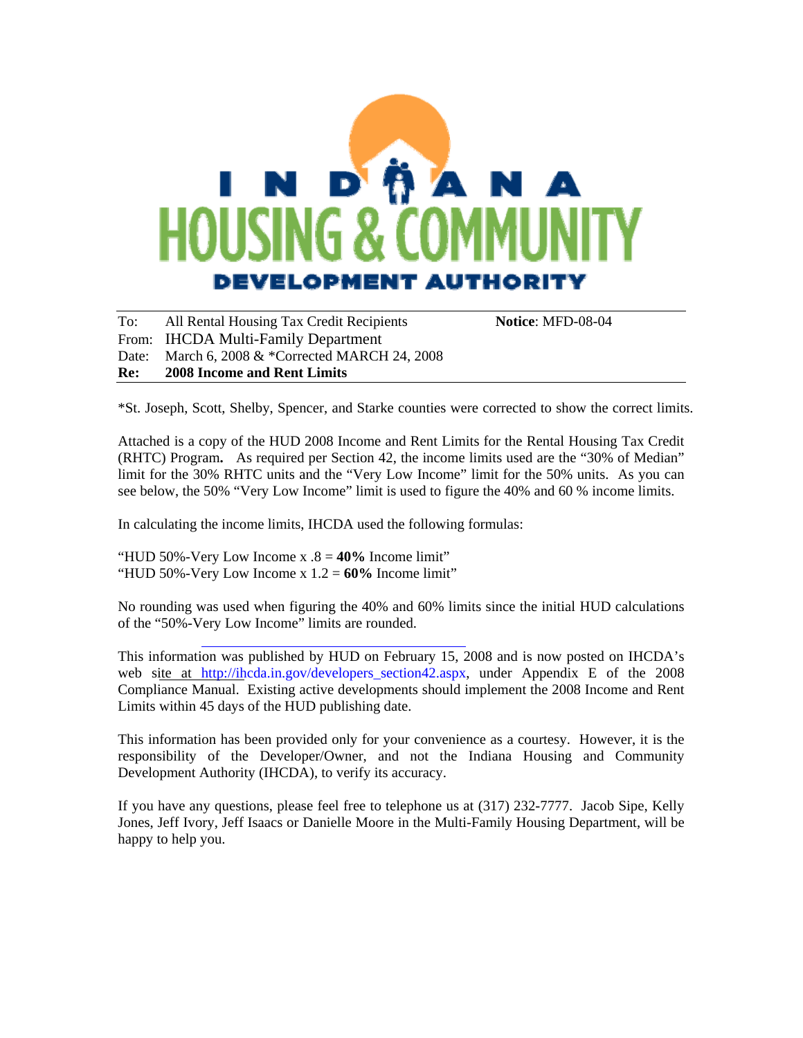INDIANA HOUSING & COMMUNITY DEVELOPMENT AUTHORITY

| | | |
|---|---|---|
| To: | All Rental Housing Tax Credit Recipients | **Notice**: MFD-08-04 |
| From: | IHCDA Multi-Family Department | |
| Date: | March 6, 2008 & *Corrected MARCH 24, 2008 | |
| **Re:** | **2008 Income and Rent Limits** | |

*St. Joseph, Scott, Shelby, Spencer, and Starke counties were corrected to show the correct limits.

Attached is a copy of the HUD 2008 Income and Rent Limits for the Rental Housing Tax Credit (RHTC) Program**.** As required per Section 42, the income limits used are the "30% of Median" limit for the 30% RHTC units and the "Very Low Income" limit for the 50% units. As you can see below, the 50% "Very Low Income" limit is used to figure the 40% and 60 % income limits.

In calculating the income limits, IHCDA used the following formulas:

"HUD 50%-Very Low Income x .8 = **40%** Income limit"
"HUD 50%-Very Low Income x 1.2 = **60%** Income limit"

No rounding was used when figuring the 40% and 60% limits since the initial HUD calculations of the "50%-Very Low Income" limits are rounded.

This information was published by HUD on February 15, 2008 and is now posted on IHCDA's web site at http://ihcda.in.gov/developers_section42.aspx, under Appendix E of the 2008 Compliance Manual. Existing active developments should implement the 2008 Income and Rent Limits within 45 days of the HUD publishing date.

This information has been provided only for your convenience as a courtesy. However, it is the responsibility of the Developer/Owner, and not the Indiana Housing and Community Development Authority (IHCDA), to verify its accuracy.

If you have any questions, please feel free to telephone us at (317) 232-7777. Jacob Sipe, Kelly Jones, Jeff Ivory, Jeff Isaacs or Danielle Moore in the Multi-Family Housing Department, will be happy to help you.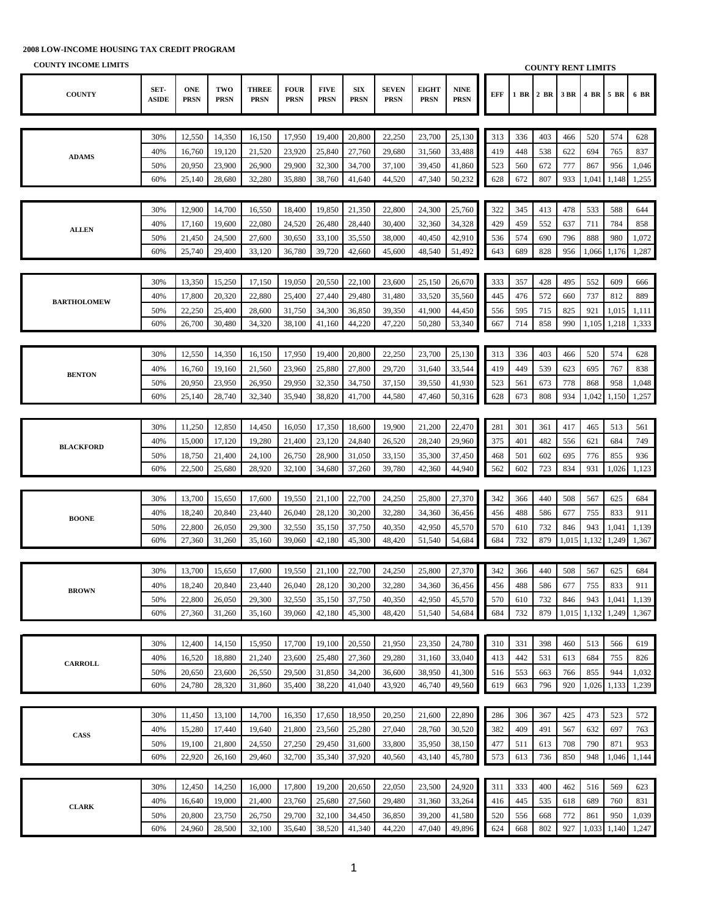**2008 LOW-INCOME HOUSING TAX CREDIT PROGRAM**

**COUNTY INCOME LIMITS** | **COUNTY RENT LIMITS**

| COUNTY | SET-ASIDE | ONE PRSN | TWO PRSN | THREE PRSN | FOUR PRSN | FIVE PRSN | SIX PRSN | SEVEN PRSN | EIGHT PRSN | NINE PRSN | EFF | 1 BR | 2 BR | 3 BR | 4 BR | 5 BR | 6 BR |
|---|---|---|---|---|---|---|---|---|---|---|---|---|---|---|---|---|---|
| ADAMS | 30% | 12,550 | 14,350 | 16,150 | 17,950 | 19,400 | 20,800 | 22,250 | 23,700 | 25,130 | 313 | 336 | 403 | 466 | 520 | 574 | 628 |
| | 40% | 16,760 | 19,120 | 21,520 | 23,920 | 25,840 | 27,760 | 29,680 | 31,560 | 33,488 | 419 | 448 | 538 | 622 | 694 | 765 | 837 |
| | 50% | 20,950 | 23,900 | 26,900 | 29,900 | 32,300 | 34,700 | 37,100 | 39,450 | 41,860 | 523 | 560 | 672 | 777 | 867 | 956 | 1,046 |
| | 60% | 25,140 | 28,680 | 32,280 | 35,880 | 38,760 | 41,640 | 44,520 | 47,340 | 50,232 | 628 | 672 | 807 | 933 | 1,041 | 1,148 | 1,255 |
| ALLEN | 30% | 12,900 | 14,700 | 16,550 | 18,400 | 19,850 | 21,350 | 22,800 | 24,300 | 25,760 | 322 | 345 | 413 | 478 | 533 | 588 | 644 |
| | 40% | 17,160 | 19,600 | 22,080 | 24,520 | 26,480 | 28,440 | 30,400 | 32,360 | 34,328 | 429 | 459 | 552 | 637 | 711 | 784 | 858 |
| | 50% | 21,450 | 24,500 | 27,600 | 30,650 | 33,100 | 35,550 | 38,000 | 40,450 | 42,910 | 536 | 574 | 690 | 796 | 888 | 980 | 1,072 |
| | 60% | 25,740 | 29,400 | 33,120 | 36,780 | 39,720 | 42,660 | 45,600 | 48,540 | 51,492 | 643 | 689 | 828 | 956 | 1,066 | 1,176 | 1,287 |
| BARTHOLOMEW | 30% | 13,350 | 15,250 | 17,150 | 19,050 | 20,550 | 22,100 | 23,600 | 25,150 | 26,670 | 333 | 357 | 428 | 495 | 552 | 609 | 666 |
| | 40% | 17,800 | 20,320 | 22,880 | 25,400 | 27,440 | 29,480 | 31,480 | 33,520 | 35,560 | 445 | 476 | 572 | 660 | 737 | 812 | 889 |
| | 50% | 22,250 | 25,400 | 28,600 | 31,750 | 34,300 | 36,850 | 39,350 | 41,900 | 44,450 | 556 | 595 | 715 | 825 | 921 | 1,015 | 1,111 |
| | 60% | 26,700 | 30,480 | 34,320 | 38,100 | 41,160 | 44,220 | 47,220 | 50,280 | 53,340 | 667 | 714 | 858 | 990 | 1,105 | 1,218 | 1,333 |
| BENTON | 30% | 12,550 | 14,350 | 16,150 | 17,950 | 19,400 | 20,800 | 22,250 | 23,700 | 25,130 | 313 | 336 | 403 | 466 | 520 | 574 | 628 |
| | 40% | 16,760 | 19,160 | 21,560 | 23,960 | 25,880 | 27,800 | 29,720 | 31,640 | 33,544 | 419 | 449 | 539 | 623 | 695 | 767 | 838 |
| | 50% | 20,950 | 23,950 | 26,950 | 29,950 | 32,350 | 34,750 | 37,150 | 39,550 | 41,930 | 523 | 561 | 673 | 778 | 868 | 958 | 1,048 |
| | 60% | 25,140 | 28,740 | 32,340 | 35,940 | 38,820 | 41,700 | 44,580 | 47,460 | 50,316 | 628 | 673 | 808 | 934 | 1,042 | 1,150 | 1,257 |
| BLACKFORD | 30% | 11,250 | 12,850 | 14,450 | 16,050 | 17,350 | 18,600 | 19,900 | 21,200 | 22,470 | 281 | 301 | 361 | 417 | 465 | 513 | 561 |
| | 40% | 15,000 | 17,120 | 19,280 | 21,400 | 23,120 | 24,840 | 26,520 | 28,240 | 29,960 | 375 | 401 | 482 | 556 | 621 | 684 | 749 |
| | 50% | 18,750 | 21,400 | 24,100 | 26,750 | 28,900 | 31,050 | 33,150 | 35,300 | 37,450 | 468 | 501 | 602 | 695 | 776 | 855 | 936 |
| | 60% | 22,500 | 25,680 | 28,920 | 32,100 | 34,680 | 37,260 | 39,780 | 42,360 | 44,940 | 562 | 602 | 723 | 834 | 931 | 1,026 | 1,123 |
| BOONE | 30% | 13,700 | 15,650 | 17,600 | 19,550 | 21,100 | 22,700 | 24,250 | 25,800 | 27,370 | 342 | 366 | 440 | 508 | 567 | 625 | 684 |
| | 40% | 18,240 | 20,840 | 23,440 | 26,040 | 28,120 | 30,200 | 32,280 | 34,360 | 36,456 | 456 | 488 | 586 | 677 | 755 | 833 | 911 |
| | 50% | 22,800 | 26,050 | 29,300 | 32,550 | 35,150 | 37,750 | 40,350 | 42,950 | 45,570 | 570 | 610 | 732 | 846 | 943 | 1,041 | 1,139 |
| | 60% | 27,360 | 31,260 | 35,160 | 39,060 | 42,180 | 45,300 | 48,420 | 51,540 | 54,684 | 684 | 732 | 879 | 1,015 | 1,132 | 1,249 | 1,367 |
| BROWN | 30% | 13,700 | 15,650 | 17,600 | 19,550 | 21,100 | 22,700 | 24,250 | 25,800 | 27,370 | 342 | 366 | 440 | 508 | 567 | 625 | 684 |
| | 40% | 18,240 | 20,840 | 23,440 | 26,040 | 28,120 | 30,200 | 32,280 | 34,360 | 36,456 | 456 | 488 | 586 | 677 | 755 | 833 | 911 |
| | 50% | 22,800 | 26,050 | 29,300 | 32,550 | 35,150 | 37,750 | 40,350 | 42,950 | 45,570 | 570 | 610 | 732 | 846 | 943 | 1,041 | 1,139 |
| | 60% | 27,360 | 31,260 | 35,160 | 39,060 | 42,180 | 45,300 | 48,420 | 51,540 | 54,684 | 684 | 732 | 879 | 1,015 | 1,132 | 1,249 | 1,367 |
| CARROLL | 30% | 12,400 | 14,150 | 15,950 | 17,700 | 19,100 | 20,550 | 21,950 | 23,350 | 24,780 | 310 | 331 | 398 | 460 | 513 | 566 | 619 |
| | 40% | 16,520 | 18,880 | 21,240 | 23,600 | 25,480 | 27,360 | 29,280 | 31,160 | 33,040 | 413 | 442 | 531 | 613 | 684 | 755 | 826 |
| | 50% | 20,650 | 23,600 | 26,550 | 29,500 | 31,850 | 34,200 | 36,600 | 38,950 | 41,300 | 516 | 553 | 663 | 766 | 855 | 944 | 1,032 |
| | 60% | 24,780 | 28,320 | 31,860 | 35,400 | 38,220 | 41,040 | 43,920 | 46,740 | 49,560 | 619 | 663 | 796 | 920 | 1,026 | 1,133 | 1,239 |
| CASS | 30% | 11,450 | 13,100 | 14,700 | 16,350 | 17,650 | 18,950 | 20,250 | 21,600 | 22,890 | 286 | 306 | 367 | 425 | 473 | 523 | 572 |
| | 40% | 15,280 | 17,440 | 19,640 | 21,800 | 23,560 | 25,280 | 27,040 | 28,760 | 30,520 | 382 | 409 | 491 | 567 | 632 | 697 | 763 |
| | 50% | 19,100 | 21,800 | 24,550 | 27,250 | 29,450 | 31,600 | 33,800 | 35,950 | 38,150 | 477 | 511 | 613 | 708 | 790 | 871 | 953 |
| | 60% | 22,920 | 26,160 | 29,460 | 32,700 | 35,340 | 37,920 | 40,560 | 43,140 | 45,780 | 573 | 613 | 736 | 850 | 948 | 1,046 | 1,144 |
| CLARK | 30% | 12,450 | 14,250 | 16,000 | 17,800 | 19,200 | 20,650 | 22,050 | 23,500 | 24,920 | 311 | 333 | 400 | 462 | 516 | 569 | 623 |
| | 40% | 16,640 | 19,000 | 21,400 | 23,760 | 25,680 | 27,560 | 29,480 | 31,360 | 33,264 | 416 | 445 | 535 | 618 | 689 | 760 | 831 |
| | 50% | 20,800 | 23,750 | 26,750 | 29,700 | 32,100 | 34,450 | 36,850 | 39,200 | 41,580 | 520 | 556 | 668 | 772 | 861 | 950 | 1,039 |
| | 60% | 24,960 | 28,500 | 32,100 | 35,640 | 38,520 | 41,340 | 44,220 | 47,040 | 49,896 | 624 | 668 | 802 | 927 | 1,033 | 1,140 | 1,247 |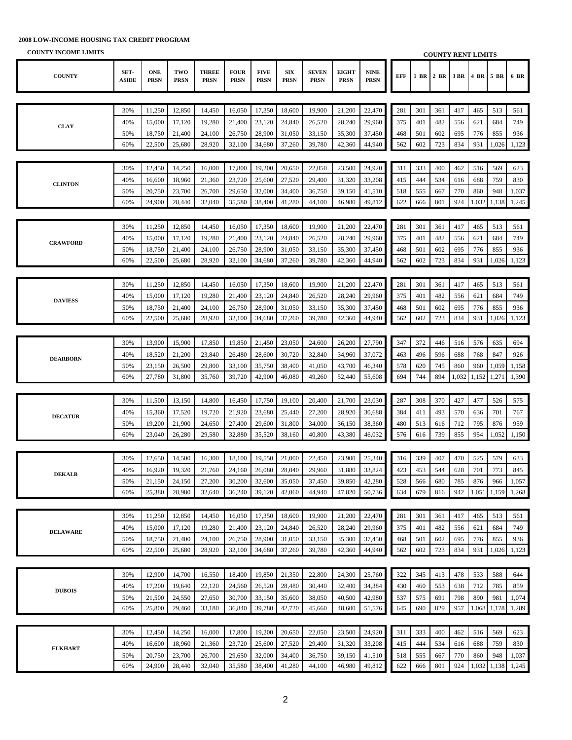**2008 LOW-INCOME HOUSING TAX CREDIT PROGRAM**

**COUNTY INCOME LIMITS** | **COUNTY RENT LIMITS**

| COUNTY | SET-ASIDE | ONE PRSN | TWO PRSN | THREE PRSN | FOUR PRSN | FIVE PRSN | SIX PRSN | SEVEN PRSN | EIGHT PRSN | NINE PRSN | EFF | 1 BR | 2 BR | 3 BR | 4 BR | 5 BR | 6 BR |
|---|---|---|---|---|---|---|---|---|---|---|---|---|---|---|---|---|---|
| CLAY | 30% | 11,250 | 12,850 | 14,450 | 16,050 | 17,350 | 18,600 | 19,900 | 21,200 | 22,470 | 281 | 301 | 361 | 417 | 465 | 513 | 561 |
| | 40% | 15,000 | 17,120 | 19,280 | 21,400 | 23,120 | 24,840 | 26,520 | 28,240 | 29,960 | 375 | 401 | 482 | 556 | 621 | 684 | 749 |
| | 50% | 18,750 | 21,400 | 24,100 | 26,750 | 28,900 | 31,050 | 33,150 | 35,300 | 37,450 | 468 | 501 | 602 | 695 | 776 | 855 | 936 |
| | 60% | 22,500 | 25,680 | 28,920 | 32,100 | 34,680 | 37,260 | 39,780 | 42,360 | 44,940 | 562 | 602 | 723 | 834 | 931 | 1,026 | 1,123 |
| CLINTON | 30% | 12,450 | 14,250 | 16,000 | 17,800 | 19,200 | 20,650 | 22,050 | 23,500 | 24,920 | 311 | 333 | 400 | 462 | 516 | 569 | 623 |
| | 40% | 16,600 | 18,960 | 21,360 | 23,720 | 25,600 | 27,520 | 29,400 | 31,320 | 33,208 | 415 | 444 | 534 | 616 | 688 | 759 | 830 |
| | 50% | 20,750 | 23,700 | 26,700 | 29,650 | 32,000 | 34,400 | 36,750 | 39,150 | 41,510 | 518 | 555 | 667 | 770 | 860 | 948 | 1,037 |
| | 60% | 24,900 | 28,440 | 32,040 | 35,580 | 38,400 | 41,280 | 44,100 | 46,980 | 49,812 | 622 | 666 | 801 | 924 | 1,032 | 1,138 | 1,245 |
| CRAWFORD | 30% | 11,250 | 12,850 | 14,450 | 16,050 | 17,350 | 18,600 | 19,900 | 21,200 | 22,470 | 281 | 301 | 361 | 417 | 465 | 513 | 561 |
| | 40% | 15,000 | 17,120 | 19,280 | 21,400 | 23,120 | 24,840 | 26,520 | 28,240 | 29,960 | 375 | 401 | 482 | 556 | 621 | 684 | 749 |
| | 50% | 18,750 | 21,400 | 24,100 | 26,750 | 28,900 | 31,050 | 33,150 | 35,300 | 37,450 | 468 | 501 | 602 | 695 | 776 | 855 | 936 |
| | 60% | 22,500 | 25,680 | 28,920 | 32,100 | 34,680 | 37,260 | 39,780 | 42,360 | 44,940 | 562 | 602 | 723 | 834 | 931 | 1,026 | 1,123 |
| DAVIESS | 30% | 11,250 | 12,850 | 14,450 | 16,050 | 17,350 | 18,600 | 19,900 | 21,200 | 22,470 | 281 | 301 | 361 | 417 | 465 | 513 | 561 |
| | 40% | 15,000 | 17,120 | 19,280 | 21,400 | 23,120 | 24,840 | 26,520 | 28,240 | 29,960 | 375 | 401 | 482 | 556 | 621 | 684 | 749 |
| | 50% | 18,750 | 21,400 | 24,100 | 26,750 | 28,900 | 31,050 | 33,150 | 35,300 | 37,450 | 468 | 501 | 602 | 695 | 776 | 855 | 936 |
| | 60% | 22,500 | 25,680 | 28,920 | 32,100 | 34,680 | 37,260 | 39,780 | 42,360 | 44,940 | 562 | 602 | 723 | 834 | 931 | 1,026 | 1,123 |
| DEARBORN | 30% | 13,900 | 15,900 | 17,850 | 19,850 | 21,450 | 23,050 | 24,600 | 26,200 | 27,790 | 347 | 372 | 446 | 516 | 576 | 635 | 694 |
| | 40% | 18,520 | 21,200 | 23,840 | 26,480 | 28,600 | 30,720 | 32,840 | 34,960 | 37,072 | 463 | 496 | 596 | 688 | 768 | 847 | 926 |
| | 50% | 23,150 | 26,500 | 29,800 | 33,100 | 35,750 | 38,400 | 41,050 | 43,700 | 46,340 | 578 | 620 | 745 | 860 | 960 | 1,059 | 1,158 |
| | 60% | 27,780 | 31,800 | 35,760 | 39,720 | 42,900 | 46,080 | 49,260 | 52,440 | 55,608 | 694 | 744 | 894 | 1,032 | 1,152 | 1,271 | 1,390 |
| DECATUR | 30% | 11,500 | 13,150 | 14,800 | 16,450 | 17,750 | 19,100 | 20,400 | 21,700 | 23,030 | 287 | 308 | 370 | 427 | 477 | 526 | 575 |
| | 40% | 15,360 | 17,520 | 19,720 | 21,920 | 23,680 | 25,440 | 27,200 | 28,920 | 30,688 | 384 | 411 | 493 | 570 | 636 | 701 | 767 |
| | 50% | 19,200 | 21,900 | 24,650 | 27,400 | 29,600 | 31,800 | 34,000 | 36,150 | 38,360 | 480 | 513 | 616 | 712 | 795 | 876 | 959 |
| | 60% | 23,040 | 26,280 | 29,580 | 32,880 | 35,520 | 38,160 | 40,800 | 43,380 | 46,032 | 576 | 616 | 739 | 855 | 954 | 1,052 | 1,150 |
| DEKALB | 30% | 12,650 | 14,500 | 16,300 | 18,100 | 19,550 | 21,000 | 22,450 | 23,900 | 25,340 | 316 | 339 | 407 | 470 | 525 | 579 | 633 |
| | 40% | 16,920 | 19,320 | 21,760 | 24,160 | 26,080 | 28,040 | 29,960 | 31,880 | 33,824 | 423 | 453 | 544 | 628 | 701 | 773 | 845 |
| | 50% | 21,150 | 24,150 | 27,200 | 30,200 | 32,600 | 35,050 | 37,450 | 39,850 | 42,280 | 528 | 566 | 680 | 785 | 876 | 966 | 1,057 |
| | 60% | 25,380 | 28,980 | 32,640 | 36,240 | 39,120 | 42,060 | 44,940 | 47,820 | 50,736 | 634 | 679 | 816 | 942 | 1,051 | 1,159 | 1,268 |
| DELAWARE | 30% | 11,250 | 12,850 | 14,450 | 16,050 | 17,350 | 18,600 | 19,900 | 21,200 | 22,470 | 281 | 301 | 361 | 417 | 465 | 513 | 561 |
| | 40% | 15,000 | 17,120 | 19,280 | 21,400 | 23,120 | 24,840 | 26,520 | 28,240 | 29,960 | 375 | 401 | 482 | 556 | 621 | 684 | 749 |
| | 50% | 18,750 | 21,400 | 24,100 | 26,750 | 28,900 | 31,050 | 33,150 | 35,300 | 37,450 | 468 | 501 | 602 | 695 | 776 | 855 | 936 |
| | 60% | 22,500 | 25,680 | 28,920 | 32,100 | 34,680 | 37,260 | 39,780 | 42,360 | 44,940 | 562 | 602 | 723 | 834 | 931 | 1,026 | 1,123 |
| DUBOIS | 30% | 12,900 | 14,700 | 16,550 | 18,400 | 19,850 | 21,350 | 22,800 | 24,300 | 25,760 | 322 | 345 | 413 | 478 | 533 | 588 | 644 |
| | 40% | 17,200 | 19,640 | 22,120 | 24,560 | 26,520 | 28,480 | 30,440 | 32,400 | 34,384 | 430 | 460 | 553 | 638 | 712 | 785 | 859 |
| | 50% | 21,500 | 24,550 | 27,650 | 30,700 | 33,150 | 35,600 | 38,050 | 40,500 | 42,980 | 537 | 575 | 691 | 798 | 890 | 981 | 1,074 |
| | 60% | 25,800 | 29,460 | 33,180 | 36,840 | 39,780 | 42,720 | 45,660 | 48,600 | 51,576 | 645 | 690 | 829 | 957 | 1,068 | 1,178 | 1,289 |
| ELKHART | 30% | 12,450 | 14,250 | 16,000 | 17,800 | 19,200 | 20,650 | 22,050 | 23,500 | 24,920 | 311 | 333 | 400 | 462 | 516 | 569 | 623 |
| | 40% | 16,600 | 18,960 | 21,360 | 23,720 | 25,600 | 27,520 | 29,400 | 31,320 | 33,208 | 415 | 444 | 534 | 616 | 688 | 759 | 830 |
| | 50% | 20,750 | 23,700 | 26,700 | 29,650 | 32,000 | 34,400 | 36,750 | 39,150 | 41,510 | 518 | 555 | 667 | 770 | 860 | 948 | 1,037 |
| | 60% | 24,900 | 28,440 | 32,040 | 35,580 | 38,400 | 41,280 | 44,100 | 46,980 | 49,812 | 622 | 666 | 801 | 924 | 1,032 | 1,138 | 1,245 |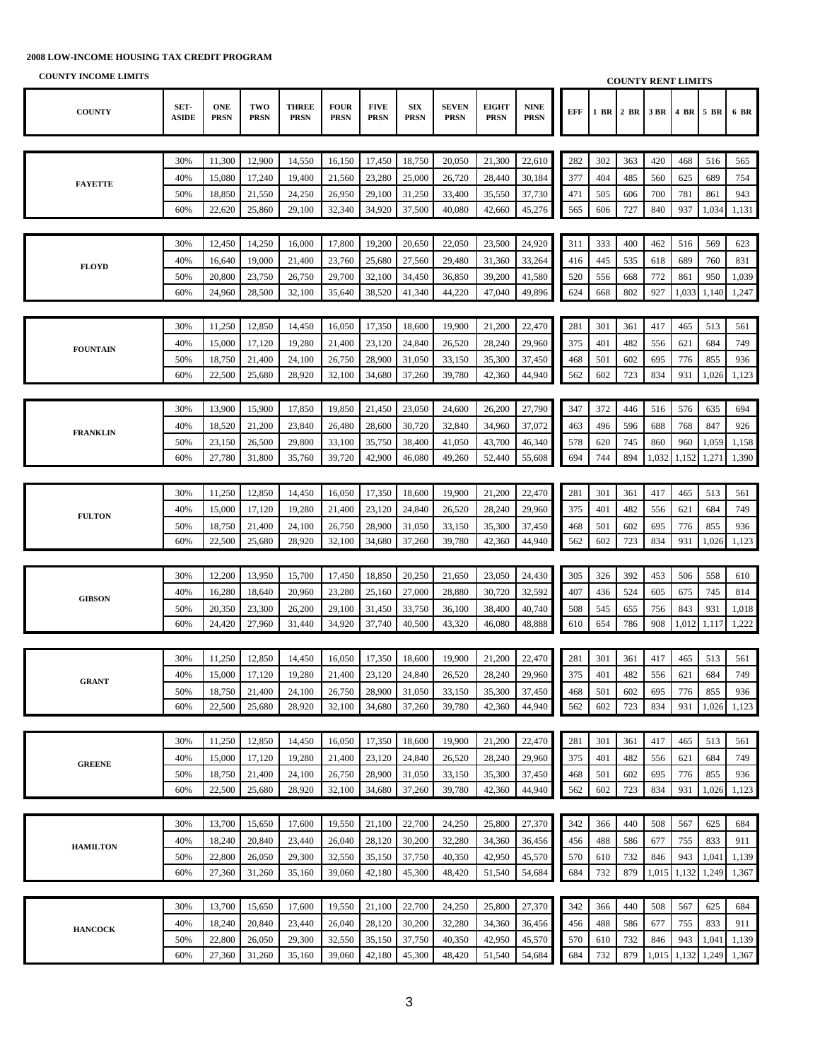**2008 LOW-INCOME HOUSING TAX CREDIT PROGRAM**

**COUNTY INCOME LIMITS** | **COUNTY RENT LIMITS**

| COUNTY | SET-ASIDE | ONE PRSN | TWO PRSN | THREE PRSN | FOUR PRSN | FIVE PRSN | SIX PRSN | SEVEN PRSN | EIGHT PRSN | NINE PRSN | EFF | 1 BR | 2 BR | 3 BR | 4 BR | 5 BR | 6 BR |
|---|---|---|---|---|---|---|---|---|---|---|---|---|---|---|---|---|---|
| FAYETTE | 30% | 11,300 | 12,900 | 14,550 | 16,150 | 17,450 | 18,750 | 20,050 | 21,300 | 22,610 | 282 | 302 | 363 | 420 | 468 | 516 | 565 |
| | 40% | 15,080 | 17,240 | 19,400 | 21,560 | 23,280 | 25,000 | 26,720 | 28,440 | 30,184 | 377 | 404 | 485 | 560 | 625 | 689 | 754 |
| | 50% | 18,850 | 21,550 | 24,250 | 26,950 | 29,100 | 31,250 | 33,400 | 35,550 | 37,730 | 471 | 505 | 606 | 700 | 781 | 861 | 943 |
| | 60% | 22,620 | 25,860 | 29,100 | 32,340 | 34,920 | 37,500 | 40,080 | 42,660 | 45,276 | 565 | 606 | 727 | 840 | 937 | 1,034 | 1,131 |
| FLOYD | 30% | 12,450 | 14,250 | 16,000 | 17,800 | 19,200 | 20,650 | 22,050 | 23,500 | 24,920 | 311 | 333 | 400 | 462 | 516 | 569 | 623 |
| | 40% | 16,640 | 19,000 | 21,400 | 23,760 | 25,680 | 27,560 | 29,480 | 31,360 | 33,264 | 416 | 445 | 535 | 618 | 689 | 760 | 831 |
| | 50% | 20,800 | 23,750 | 26,750 | 29,700 | 32,100 | 34,450 | 36,850 | 39,200 | 41,580 | 520 | 556 | 668 | 772 | 861 | 950 | 1,039 |
| | 60% | 24,960 | 28,500 | 32,100 | 35,640 | 38,520 | 41,340 | 44,220 | 47,040 | 49,896 | 624 | 668 | 802 | 927 | 1,033 | 1,140 | 1,247 |
| FOUNTAIN | 30% | 11,250 | 12,850 | 14,450 | 16,050 | 17,350 | 18,600 | 19,900 | 21,200 | 22,470 | 281 | 301 | 361 | 417 | 465 | 513 | 561 |
| | 40% | 15,000 | 17,120 | 19,280 | 21,400 | 23,120 | 24,840 | 26,520 | 28,240 | 29,960 | 375 | 401 | 482 | 556 | 621 | 684 | 749 |
| | 50% | 18,750 | 21,400 | 24,100 | 26,750 | 28,900 | 31,050 | 33,150 | 35,300 | 37,450 | 468 | 501 | 602 | 695 | 776 | 855 | 936 |
| | 60% | 22,500 | 25,680 | 28,920 | 32,100 | 34,680 | 37,260 | 39,780 | 42,360 | 44,940 | 562 | 602 | 723 | 834 | 931 | 1,026 | 1,123 |
| FRANKLIN | 30% | 13,900 | 15,900 | 17,850 | 19,850 | 21,450 | 23,050 | 24,600 | 26,200 | 27,790 | 347 | 372 | 446 | 516 | 576 | 635 | 694 |
| | 40% | 18,520 | 21,200 | 23,840 | 26,480 | 28,600 | 30,720 | 32,840 | 34,960 | 37,072 | 463 | 496 | 596 | 688 | 768 | 847 | 926 |
| | 50% | 23,150 | 26,500 | 29,800 | 33,100 | 35,750 | 38,400 | 41,050 | 43,700 | 46,340 | 578 | 620 | 745 | 860 | 960 | 1,059 | 1,158 |
| | 60% | 27,780 | 31,800 | 35,760 | 39,720 | 42,900 | 46,080 | 49,260 | 52,440 | 55,608 | 694 | 744 | 894 | 1,032 | 1,152 | 1,271 | 1,390 |
| FULTON | 30% | 11,250 | 12,850 | 14,450 | 16,050 | 17,350 | 18,600 | 19,900 | 21,200 | 22,470 | 281 | 301 | 361 | 417 | 465 | 513 | 561 |
| | 40% | 15,000 | 17,120 | 19,280 | 21,400 | 23,120 | 24,840 | 26,520 | 28,240 | 29,960 | 375 | 401 | 482 | 556 | 621 | 684 | 749 |
| | 50% | 18,750 | 21,400 | 24,100 | 26,750 | 28,900 | 31,050 | 33,150 | 35,300 | 37,450 | 468 | 501 | 602 | 695 | 776 | 855 | 936 |
| | 60% | 22,500 | 25,680 | 28,920 | 32,100 | 34,680 | 37,260 | 39,780 | 42,360 | 44,940 | 562 | 602 | 723 | 834 | 931 | 1,026 | 1,123 |
| GIBSON | 30% | 12,200 | 13,950 | 15,700 | 17,450 | 18,850 | 20,250 | 21,650 | 23,050 | 24,430 | 305 | 326 | 392 | 453 | 506 | 558 | 610 |
| | 40% | 16,280 | 18,640 | 20,960 | 23,280 | 25,160 | 27,000 | 28,880 | 30,720 | 32,592 | 407 | 436 | 524 | 605 | 675 | 745 | 814 |
| | 50% | 20,350 | 23,300 | 26,200 | 29,100 | 31,450 | 33,750 | 36,100 | 38,400 | 40,740 | 508 | 545 | 655 | 756 | 843 | 931 | 1,018 |
| | 60% | 24,420 | 27,960 | 31,440 | 34,920 | 37,740 | 40,500 | 43,320 | 46,080 | 48,888 | 610 | 654 | 786 | 908 | 1,012 | 1,117 | 1,222 |
| GRANT | 30% | 11,250 | 12,850 | 14,450 | 16,050 | 17,350 | 18,600 | 19,900 | 21,200 | 22,470 | 281 | 301 | 361 | 417 | 465 | 513 | 561 |
| | 40% | 15,000 | 17,120 | 19,280 | 21,400 | 23,120 | 24,840 | 26,520 | 28,240 | 29,960 | 375 | 401 | 482 | 556 | 621 | 684 | 749 |
| | 50% | 18,750 | 21,400 | 24,100 | 26,750 | 28,900 | 31,050 | 33,150 | 35,300 | 37,450 | 468 | 501 | 602 | 695 | 776 | 855 | 936 |
| | 60% | 22,500 | 25,680 | 28,920 | 32,100 | 34,680 | 37,260 | 39,780 | 42,360 | 44,940 | 562 | 602 | 723 | 834 | 931 | 1,026 | 1,123 |
| GREENE | 30% | 11,250 | 12,850 | 14,450 | 16,050 | 17,350 | 18,600 | 19,900 | 21,200 | 22,470 | 281 | 301 | 361 | 417 | 465 | 513 | 561 |
| | 40% | 15,000 | 17,120 | 19,280 | 21,400 | 23,120 | 24,840 | 26,520 | 28,240 | 29,960 | 375 | 401 | 482 | 556 | 621 | 684 | 749 |
| | 50% | 18,750 | 21,400 | 24,100 | 26,750 | 28,900 | 31,050 | 33,150 | 35,300 | 37,450 | 468 | 501 | 602 | 695 | 776 | 855 | 936 |
| | 60% | 22,500 | 25,680 | 28,920 | 32,100 | 34,680 | 37,260 | 39,780 | 42,360 | 44,940 | 562 | 602 | 723 | 834 | 931 | 1,026 | 1,123 |
| HAMILTON | 30% | 13,700 | 15,650 | 17,600 | 19,550 | 21,100 | 22,700 | 24,250 | 25,800 | 27,370 | 342 | 366 | 440 | 508 | 567 | 625 | 684 |
| | 40% | 18,240 | 20,840 | 23,440 | 26,040 | 28,120 | 30,200 | 32,280 | 34,360 | 36,456 | 456 | 488 | 586 | 677 | 755 | 833 | 911 |
| | 50% | 22,800 | 26,050 | 29,300 | 32,550 | 35,150 | 37,750 | 40,350 | 42,950 | 45,570 | 570 | 610 | 732 | 846 | 943 | 1,041 | 1,139 |
| | 60% | 27,360 | 31,260 | 35,160 | 39,060 | 42,180 | 45,300 | 48,420 | 51,540 | 54,684 | 684 | 732 | 879 | 1,015 | 1,132 | 1,249 | 1,367 |
| HANCOCK | 30% | 13,700 | 15,650 | 17,600 | 19,550 | 21,100 | 22,700 | 24,250 | 25,800 | 27,370 | 342 | 366 | 440 | 508 | 567 | 625 | 684 |
| | 40% | 18,240 | 20,840 | 23,440 | 26,040 | 28,120 | 30,200 | 32,280 | 34,360 | 36,456 | 456 | 488 | 586 | 677 | 755 | 833 | 911 |
| | 50% | 22,800 | 26,050 | 29,300 | 32,550 | 35,150 | 37,750 | 40,350 | 42,950 | 45,570 | 570 | 610 | 732 | 846 | 943 | 1,041 | 1,139 |
| | 60% | 27,360 | 31,260 | 35,160 | 39,060 | 42,180 | 45,300 | 48,420 | 51,540 | 54,684 | 684 | 732 | 879 | 1,015 | 1,132 | 1,249 | 1,367 |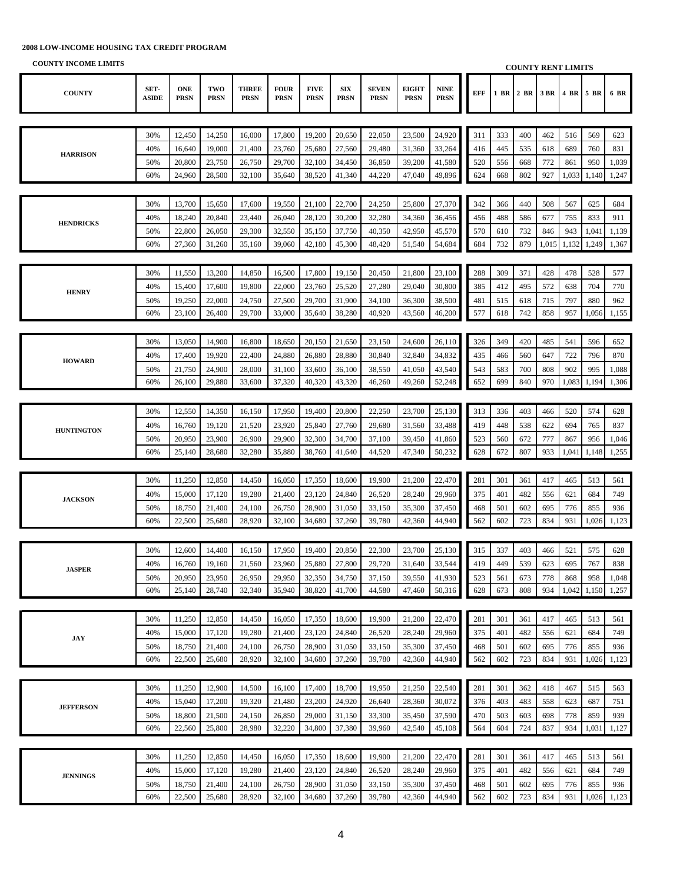**2008 LOW-INCOME HOUSING TAX CREDIT PROGRAM**

**COUNTY INCOME LIMITS** | **COUNTY RENT LIMITS**

| COUNTY | SET-ASIDE | ONE PRSN | TWO PRSN | THREE PRSN | FOUR PRSN | FIVE PRSN | SIX PRSN | SEVEN PRSN | EIGHT PRSN | NINE PRSN | EFF | 1 BR | 2 BR | 3 BR | 4 BR | 5 BR | 6 BR |
|---|---|---|---|---|---|---|---|---|---|---|---|---|---|---|---|---|---|
| HARRISON | 30% | 12,450 | 14,250 | 16,000 | 17,800 | 19,200 | 20,650 | 22,050 | 23,500 | 24,920 | 311 | 333 | 400 | 462 | 516 | 569 | 623 |
| | 40% | 16,640 | 19,000 | 21,400 | 23,760 | 25,680 | 27,560 | 29,480 | 31,360 | 33,264 | 416 | 445 | 535 | 618 | 689 | 760 | 831 |
| | 50% | 20,800 | 23,750 | 26,750 | 29,700 | 32,100 | 34,450 | 36,850 | 39,200 | 41,580 | 520 | 556 | 668 | 772 | 861 | 950 | 1,039 |
| | 60% | 24,960 | 28,500 | 32,100 | 35,640 | 38,520 | 41,340 | 44,220 | 47,040 | 49,896 | 624 | 668 | 802 | 927 | 1,033 | 1,140 | 1,247 |
| HENDRICKS | 30% | 13,700 | 15,650 | 17,600 | 19,550 | 21,100 | 22,700 | 24,250 | 25,800 | 27,370 | 342 | 366 | 440 | 508 | 567 | 625 | 684 |
| | 40% | 18,240 | 20,840 | 23,440 | 26,040 | 28,120 | 30,200 | 32,280 | 34,360 | 36,456 | 456 | 488 | 586 | 677 | 755 | 833 | 911 |
| | 50% | 22,800 | 26,050 | 29,300 | 32,550 | 35,150 | 37,750 | 40,350 | 42,950 | 45,570 | 570 | 610 | 732 | 846 | 943 | 1,041 | 1,139 |
| | 60% | 27,360 | 31,260 | 35,160 | 39,060 | 42,180 | 45,300 | 48,420 | 51,540 | 54,684 | 684 | 732 | 879 | 1,015 | 1,132 | 1,249 | 1,367 |
| HENRY | 30% | 11,550 | 13,200 | 14,850 | 16,500 | 17,800 | 19,150 | 20,450 | 21,800 | 23,100 | 288 | 309 | 371 | 428 | 478 | 528 | 577 |
| | 40% | 15,400 | 17,600 | 19,800 | 22,000 | 23,760 | 25,520 | 27,280 | 29,040 | 30,800 | 385 | 412 | 495 | 572 | 638 | 704 | 770 |
| | 50% | 19,250 | 22,000 | 24,750 | 27,500 | 29,700 | 31,900 | 34,100 | 36,300 | 38,500 | 481 | 515 | 618 | 715 | 797 | 880 | 962 |
| | 60% | 23,100 | 26,400 | 29,700 | 33,000 | 35,640 | 38,280 | 40,920 | 43,560 | 46,200 | 577 | 618 | 742 | 858 | 957 | 1,056 | 1,155 |
| HOWARD | 30% | 13,050 | 14,900 | 16,800 | 18,650 | 20,150 | 21,650 | 23,150 | 24,600 | 26,110 | 326 | 349 | 420 | 485 | 541 | 596 | 652 |
| | 40% | 17,400 | 19,920 | 22,400 | 24,880 | 26,880 | 28,880 | 30,840 | 32,840 | 34,832 | 435 | 466 | 560 | 647 | 722 | 796 | 870 |
| | 50% | 21,750 | 24,900 | 28,000 | 31,100 | 33,600 | 36,100 | 38,550 | 41,050 | 43,540 | 543 | 583 | 700 | 808 | 902 | 995 | 1,088 |
| | 60% | 26,100 | 29,880 | 33,600 | 37,320 | 40,320 | 43,320 | 46,260 | 49,260 | 52,248 | 652 | 699 | 840 | 970 | 1,083 | 1,194 | 1,306 |
| HUNTINGTON | 30% | 12,550 | 14,350 | 16,150 | 17,950 | 19,400 | 20,800 | 22,250 | 23,700 | 25,130 | 313 | 336 | 403 | 466 | 520 | 574 | 628 |
| | 40% | 16,760 | 19,120 | 21,520 | 23,920 | 25,840 | 27,760 | 29,680 | 31,560 | 33,488 | 419 | 448 | 538 | 622 | 694 | 765 | 837 |
| | 50% | 20,950 | 23,900 | 26,900 | 29,900 | 32,300 | 34,700 | 37,100 | 39,450 | 41,860 | 523 | 560 | 672 | 777 | 867 | 956 | 1,046 |
| | 60% | 25,140 | 28,680 | 32,280 | 35,880 | 38,760 | 41,640 | 44,520 | 47,340 | 50,232 | 628 | 672 | 807 | 933 | 1,041 | 1,148 | 1,255 |
| JACKSON | 30% | 11,250 | 12,850 | 14,450 | 16,050 | 17,350 | 18,600 | 19,900 | 21,200 | 22,470 | 281 | 301 | 361 | 417 | 465 | 513 | 561 |
| | 40% | 15,000 | 17,120 | 19,280 | 21,400 | 23,120 | 24,840 | 26,520 | 28,240 | 29,960 | 375 | 401 | 482 | 556 | 621 | 684 | 749 |
| | 50% | 18,750 | 21,400 | 24,100 | 26,750 | 28,900 | 31,050 | 33,150 | 35,300 | 37,450 | 468 | 501 | 602 | 695 | 776 | 855 | 936 |
| | 60% | 22,500 | 25,680 | 28,920 | 32,100 | 34,680 | 37,260 | 39,780 | 42,360 | 44,940 | 562 | 602 | 723 | 834 | 931 | 1,026 | 1,123 |
| JASPER | 30% | 12,600 | 14,400 | 16,150 | 17,950 | 19,400 | 20,850 | 22,300 | 23,700 | 25,130 | 315 | 337 | 403 | 466 | 521 | 575 | 628 |
| | 40% | 16,760 | 19,160 | 21,560 | 23,960 | 25,880 | 27,800 | 29,720 | 31,640 | 33,544 | 419 | 449 | 539 | 623 | 695 | 767 | 838 |
| | 50% | 20,950 | 23,950 | 26,950 | 29,950 | 32,350 | 34,750 | 37,150 | 39,550 | 41,930 | 523 | 561 | 673 | 778 | 868 | 958 | 1,048 |
| | 60% | 25,140 | 28,740 | 32,340 | 35,940 | 38,820 | 41,700 | 44,580 | 47,460 | 50,316 | 628 | 673 | 808 | 934 | 1,042 | 1,150 | 1,257 |
| JAY | 30% | 11,250 | 12,850 | 14,450 | 16,050 | 17,350 | 18,600 | 19,900 | 21,200 | 22,470 | 281 | 301 | 361 | 417 | 465 | 513 | 561 |
| | 40% | 15,000 | 17,120 | 19,280 | 21,400 | 23,120 | 24,840 | 26,520 | 28,240 | 29,960 | 375 | 401 | 482 | 556 | 621 | 684 | 749 |
| | 50% | 18,750 | 21,400 | 24,100 | 26,750 | 28,900 | 31,050 | 33,150 | 35,300 | 37,450 | 468 | 501 | 602 | 695 | 776 | 855 | 936 |
| | 60% | 22,500 | 25,680 | 28,920 | 32,100 | 34,680 | 37,260 | 39,780 | 42,360 | 44,940 | 562 | 602 | 723 | 834 | 931 | 1,026 | 1,123 |
| JEFFERSON | 30% | 11,250 | 12,900 | 14,500 | 16,100 | 17,400 | 18,700 | 19,950 | 21,250 | 22,540 | 281 | 301 | 362 | 418 | 467 | 515 | 563 |
| | 40% | 15,040 | 17,200 | 19,320 | 21,480 | 23,200 | 24,920 | 26,640 | 28,360 | 30,072 | 376 | 403 | 483 | 558 | 623 | 687 | 751 |
| | 50% | 18,800 | 21,500 | 24,150 | 26,850 | 29,000 | 31,150 | 33,300 | 35,450 | 37,590 | 470 | 503 | 603 | 698 | 778 | 859 | 939 |
| | 60% | 22,560 | 25,800 | 28,980 | 32,220 | 34,800 | 37,380 | 39,960 | 42,540 | 45,108 | 564 | 604 | 724 | 837 | 934 | 1,031 | 1,127 |
| JENNINGS | 30% | 11,250 | 12,850 | 14,450 | 16,050 | 17,350 | 18,600 | 19,900 | 21,200 | 22,470 | 281 | 301 | 361 | 417 | 465 | 513 | 561 |
| | 40% | 15,000 | 17,120 | 19,280 | 21,400 | 23,120 | 24,840 | 26,520 | 28,240 | 29,960 | 375 | 401 | 482 | 556 | 621 | 684 | 749 |
| | 50% | 18,750 | 21,400 | 24,100 | 26,750 | 28,900 | 31,050 | 33,150 | 35,300 | 37,450 | 468 | 501 | 602 | 695 | 776 | 855 | 936 |
| | 60% | 22,500 | 25,680 | 28,920 | 32,100 | 34,680 | 37,260 | 39,780 | 42,360 | 44,940 | 562 | 602 | 723 | 834 | 931 | 1,026 | 1,123 |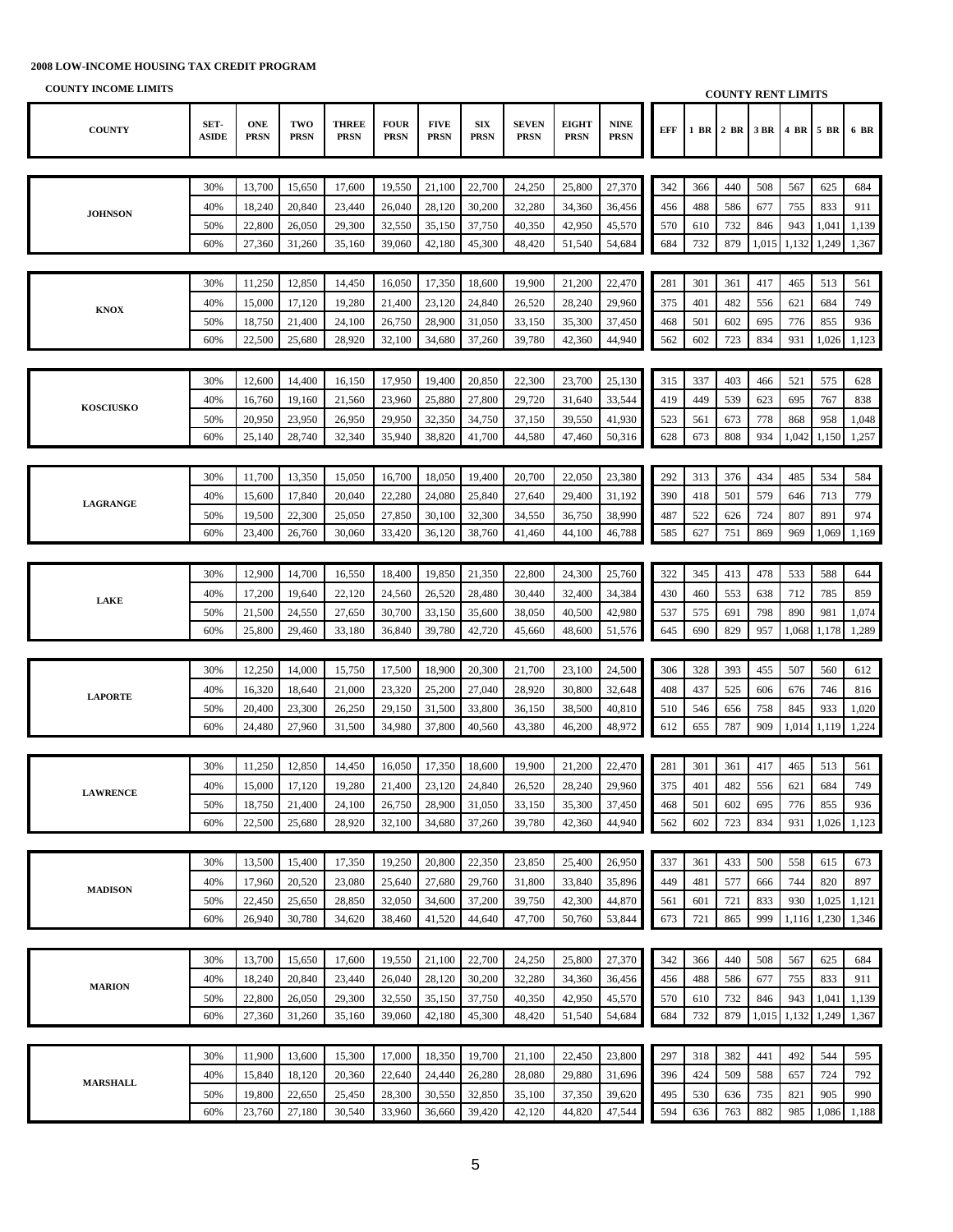**2008 LOW-INCOME HOUSING TAX CREDIT PROGRAM**

**COUNTY INCOME LIMITS** / **COUNTY RENT LIMITS**

| COUNTY | SET-ASIDE | ONE PRSN | TWO PRSN | THREE PRSN | FOUR PRSN | FIVE PRSN | SIX PRSN | SEVEN PRSN | EIGHT PRSN | NINE PRSN | EFF | 1 BR | 2 BR | 3 BR | 4 BR | 5 BR | 6 BR |
|---|---|---|---|---|---|---|---|---|---|---|---|---|---|---|---|---|---|
| JOHNSON | 30% | 13,700 | 15,650 | 17,600 | 19,550 | 21,100 | 22,700 | 24,250 | 25,800 | 27,370 | 342 | 366 | 440 | 508 | 567 | 625 | 684 |
| | 40% | 18,240 | 20,840 | 23,440 | 26,040 | 28,120 | 30,200 | 32,280 | 34,360 | 36,456 | 456 | 488 | 586 | 677 | 755 | 833 | 911 |
| | 50% | 22,800 | 26,050 | 29,300 | 32,550 | 35,150 | 37,750 | 40,350 | 42,950 | 45,570 | 570 | 610 | 732 | 846 | 943 | 1,041 | 1,139 |
| | 60% | 27,360 | 31,260 | 35,160 | 39,060 | 42,180 | 45,300 | 48,420 | 51,540 | 54,684 | 684 | 732 | 879 | 1,015 | 1,132 | 1,249 | 1,367 |
| KNOX | 30% | 11,250 | 12,850 | 14,450 | 16,050 | 17,350 | 18,600 | 19,900 | 21,200 | 22,470 | 281 | 301 | 361 | 417 | 465 | 513 | 561 |
| | 40% | 15,000 | 17,120 | 19,280 | 21,400 | 23,120 | 24,840 | 26,520 | 28,240 | 29,960 | 375 | 401 | 482 | 556 | 621 | 684 | 749 |
| | 50% | 18,750 | 21,400 | 24,100 | 26,750 | 28,900 | 31,050 | 33,150 | 35,300 | 37,450 | 468 | 501 | 602 | 695 | 776 | 855 | 936 |
| | 60% | 22,500 | 25,680 | 28,920 | 32,100 | 34,680 | 37,260 | 39,780 | 42,360 | 44,940 | 562 | 602 | 723 | 834 | 931 | 1,026 | 1,123 |
| KOSCIUSKO | 30% | 12,600 | 14,400 | 16,150 | 17,950 | 19,400 | 20,850 | 22,300 | 23,700 | 25,130 | 315 | 337 | 403 | 466 | 521 | 575 | 628 |
| | 40% | 16,760 | 19,160 | 21,560 | 23,960 | 25,880 | 27,800 | 29,720 | 31,640 | 33,544 | 419 | 449 | 539 | 623 | 695 | 767 | 838 |
| | 50% | 20,950 | 23,950 | 26,950 | 29,950 | 32,350 | 34,750 | 37,150 | 39,550 | 41,930 | 523 | 561 | 673 | 778 | 868 | 958 | 1,048 |
| | 60% | 25,140 | 28,740 | 32,340 | 35,940 | 38,820 | 41,700 | 44,580 | 47,460 | 50,316 | 628 | 673 | 808 | 934 | 1,042 | 1,150 | 1,257 |
| LAGRANGE | 30% | 11,700 | 13,350 | 15,050 | 16,700 | 18,050 | 19,400 | 20,700 | 22,050 | 23,380 | 292 | 313 | 376 | 434 | 485 | 534 | 584 |
| | 40% | 15,600 | 17,840 | 20,040 | 22,280 | 24,080 | 25,840 | 27,640 | 29,400 | 31,192 | 390 | 418 | 501 | 579 | 646 | 713 | 779 |
| | 50% | 19,500 | 22,300 | 25,050 | 27,850 | 30,100 | 32,300 | 34,550 | 36,750 | 38,990 | 487 | 522 | 626 | 724 | 807 | 891 | 974 |
| | 60% | 23,400 | 26,760 | 30,060 | 33,420 | 36,120 | 38,760 | 41,460 | 44,100 | 46,788 | 585 | 627 | 751 | 869 | 969 | 1,069 | 1,169 |
| LAKE | 30% | 12,900 | 14,700 | 16,550 | 18,400 | 19,850 | 21,350 | 22,800 | 24,300 | 25,760 | 322 | 345 | 413 | 478 | 533 | 588 | 644 |
| | 40% | 17,200 | 19,640 | 22,120 | 24,560 | 26,520 | 28,480 | 30,440 | 32,400 | 34,384 | 430 | 460 | 553 | 638 | 712 | 785 | 859 |
| | 50% | 21,500 | 24,550 | 27,650 | 30,700 | 33,150 | 35,600 | 38,050 | 40,500 | 42,980 | 537 | 575 | 691 | 798 | 890 | 981 | 1,074 |
| | 60% | 25,800 | 29,460 | 33,180 | 36,840 | 39,780 | 42,720 | 45,660 | 48,600 | 51,576 | 645 | 690 | 829 | 957 | 1,068 | 1,178 | 1,289 |
| LAPORTE | 30% | 12,250 | 14,000 | 15,750 | 17,500 | 18,900 | 20,300 | 21,700 | 23,100 | 24,500 | 306 | 328 | 393 | 455 | 507 | 560 | 612 |
| | 40% | 16,320 | 18,640 | 21,000 | 23,320 | 25,200 | 27,040 | 28,920 | 30,800 | 32,648 | 408 | 437 | 525 | 606 | 676 | 746 | 816 |
| | 50% | 20,400 | 23,300 | 26,250 | 29,150 | 31,500 | 33,800 | 36,150 | 38,500 | 40,810 | 510 | 546 | 656 | 758 | 845 | 933 | 1,020 |
| | 60% | 24,480 | 27,960 | 31,500 | 34,980 | 37,800 | 40,560 | 43,380 | 46,200 | 48,972 | 612 | 655 | 787 | 909 | 1,014 | 1,119 | 1,224 |
| LAWRENCE | 30% | 11,250 | 12,850 | 14,450 | 16,050 | 17,350 | 18,600 | 19,900 | 21,200 | 22,470 | 281 | 301 | 361 | 417 | 465 | 513 | 561 |
| | 40% | 15,000 | 17,120 | 19,280 | 21,400 | 23,120 | 24,840 | 26,520 | 28,240 | 29,960 | 375 | 401 | 482 | 556 | 621 | 684 | 749 |
| | 50% | 18,750 | 21,400 | 24,100 | 26,750 | 28,900 | 31,050 | 33,150 | 35,300 | 37,450 | 468 | 501 | 602 | 695 | 776 | 855 | 936 |
| | 60% | 22,500 | 25,680 | 28,920 | 32,100 | 34,680 | 37,260 | 39,780 | 42,360 | 44,940 | 562 | 602 | 723 | 834 | 931 | 1,026 | 1,123 |
| MADISON | 30% | 13,500 | 15,400 | 17,350 | 19,250 | 20,800 | 22,350 | 23,850 | 25,400 | 26,950 | 337 | 361 | 433 | 500 | 558 | 615 | 673 |
| | 40% | 17,960 | 20,520 | 23,080 | 25,640 | 27,680 | 29,760 | 31,800 | 33,840 | 35,896 | 449 | 481 | 577 | 666 | 744 | 820 | 897 |
| | 50% | 22,450 | 25,650 | 28,850 | 32,050 | 34,600 | 37,200 | 39,750 | 42,300 | 44,870 | 561 | 601 | 721 | 833 | 930 | 1,025 | 1,121 |
| | 60% | 26,940 | 30,780 | 34,620 | 38,460 | 41,520 | 44,640 | 47,700 | 50,760 | 53,844 | 673 | 721 | 865 | 999 | 1,116 | 1,230 | 1,346 |
| MARION | 30% | 13,700 | 15,650 | 17,600 | 19,550 | 21,100 | 22,700 | 24,250 | 25,800 | 27,370 | 342 | 366 | 440 | 508 | 567 | 625 | 684 |
| | 40% | 18,240 | 20,840 | 23,440 | 26,040 | 28,120 | 30,200 | 32,280 | 34,360 | 36,456 | 456 | 488 | 586 | 677 | 755 | 833 | 911 |
| | 50% | 22,800 | 26,050 | 29,300 | 32,550 | 35,150 | 37,750 | 40,350 | 42,950 | 45,570 | 570 | 610 | 732 | 846 | 943 | 1,041 | 1,139 |
| | 60% | 27,360 | 31,260 | 35,160 | 39,060 | 42,180 | 45,300 | 48,420 | 51,540 | 54,684 | 684 | 732 | 879 | 1,015 | 1,132 | 1,249 | 1,367 |
| MARSHALL | 30% | 11,900 | 13,600 | 15,300 | 17,000 | 18,350 | 19,700 | 21,100 | 22,450 | 23,800 | 297 | 318 | 382 | 441 | 492 | 544 | 595 |
| | 40% | 15,840 | 18,120 | 20,360 | 22,640 | 24,440 | 26,280 | 28,080 | 29,880 | 31,696 | 396 | 424 | 509 | 588 | 657 | 724 | 792 |
| | 50% | 19,800 | 22,650 | 25,450 | 28,300 | 30,550 | 32,850 | 35,100 | 37,350 | 39,620 | 495 | 530 | 636 | 735 | 821 | 905 | 990 |
| | 60% | 23,760 | 27,180 | 30,540 | 33,960 | 36,660 | 39,420 | 42,120 | 44,820 | 47,544 | 594 | 636 | 763 | 882 | 985 | 1,086 | 1,188 |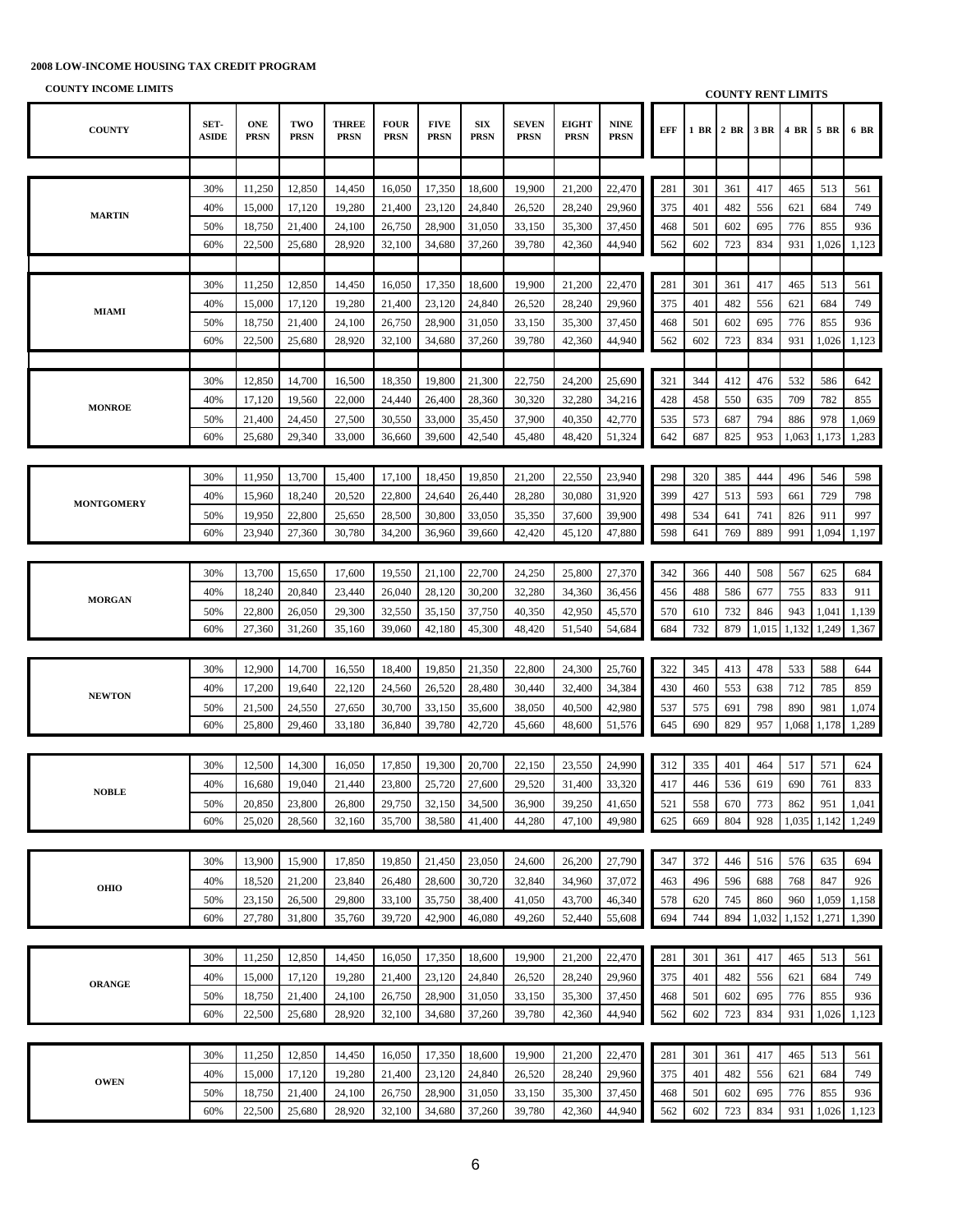**2008 LOW-INCOME HOUSING TAX CREDIT PROGRAM**

**COUNTY INCOME LIMITS** | **COUNTY RENT LIMITS**

| COUNTY | SET-ASIDE | ONE PRSN | TWO PRSN | THREE PRSN | FOUR PRSN | FIVE PRSN | SIX PRSN | SEVEN PRSN | EIGHT PRSN | NINE PRSN | EFF | 1 BR | 2 BR | 3 BR | 4 BR | 5 BR | 6 BR |
|---|---|---|---|---|---|---|---|---|---|---|---|---|---|---|---|---|---|
| MARTIN | 30% | 11,250 | 12,850 | 14,450 | 16,050 | 17,350 | 18,600 | 19,900 | 21,200 | 22,470 | 281 | 301 | 361 | 417 | 465 | 513 | 561 |
| | 40% | 15,000 | 17,120 | 19,280 | 21,400 | 23,120 | 24,840 | 26,520 | 28,240 | 29,960 | 375 | 401 | 482 | 556 | 621 | 684 | 749 |
| | 50% | 18,750 | 21,400 | 24,100 | 26,750 | 28,900 | 31,050 | 33,150 | 35,300 | 37,450 | 468 | 501 | 602 | 695 | 776 | 855 | 936 |
| | 60% | 22,500 | 25,680 | 28,920 | 32,100 | 34,680 | 37,260 | 39,780 | 42,360 | 44,940 | 562 | 602 | 723 | 834 | 931 | 1,026 | 1,123 |
| MIAMI | 30% | 11,250 | 12,850 | 14,450 | 16,050 | 17,350 | 18,600 | 19,900 | 21,200 | 22,470 | 281 | 301 | 361 | 417 | 465 | 513 | 561 |
| | 40% | 15,000 | 17,120 | 19,280 | 21,400 | 23,120 | 24,840 | 26,520 | 28,240 | 29,960 | 375 | 401 | 482 | 556 | 621 | 684 | 749 |
| | 50% | 18,750 | 21,400 | 24,100 | 26,750 | 28,900 | 31,050 | 33,150 | 35,300 | 37,450 | 468 | 501 | 602 | 695 | 776 | 855 | 936 |
| | 60% | 22,500 | 25,680 | 28,920 | 32,100 | 34,680 | 37,260 | 39,780 | 42,360 | 44,940 | 562 | 602 | 723 | 834 | 931 | 1,026 | 1,123 |
| MONROE | 30% | 12,850 | 14,700 | 16,500 | 18,350 | 19,800 | 21,300 | 22,750 | 24,200 | 25,690 | 321 | 344 | 412 | 476 | 532 | 586 | 642 |
| | 40% | 17,120 | 19,560 | 22,000 | 24,440 | 26,400 | 28,360 | 30,320 | 32,280 | 34,216 | 428 | 458 | 550 | 635 | 709 | 782 | 855 |
| | 50% | 21,400 | 24,450 | 27,500 | 30,550 | 33,000 | 35,450 | 37,900 | 40,350 | 42,770 | 535 | 573 | 687 | 794 | 886 | 978 | 1,069 |
| | 60% | 25,680 | 29,340 | 33,000 | 36,660 | 39,600 | 42,540 | 45,480 | 48,420 | 51,324 | 642 | 687 | 825 | 953 | 1,063 | 1,173 | 1,283 |
| MONTGOMERY | 30% | 11,950 | 13,700 | 15,400 | 17,100 | 18,450 | 19,850 | 21,200 | 22,550 | 23,940 | 298 | 320 | 385 | 444 | 496 | 546 | 598 |
| | 40% | 15,960 | 18,240 | 20,520 | 22,800 | 24,640 | 26,440 | 28,280 | 30,080 | 31,920 | 399 | 427 | 513 | 593 | 661 | 729 | 798 |
| | 50% | 19,950 | 22,800 | 25,650 | 28,500 | 30,800 | 33,050 | 35,350 | 37,600 | 39,900 | 498 | 534 | 641 | 741 | 826 | 911 | 997 |
| | 60% | 23,940 | 27,360 | 30,780 | 34,200 | 36,960 | 39,660 | 42,420 | 45,120 | 47,880 | 598 | 641 | 769 | 889 | 991 | 1,094 | 1,197 |
| MORGAN | 30% | 13,700 | 15,650 | 17,600 | 19,550 | 21,100 | 22,700 | 24,250 | 25,800 | 27,370 | 342 | 366 | 440 | 508 | 567 | 625 | 684 |
| | 40% | 18,240 | 20,840 | 23,440 | 26,040 | 28,120 | 30,200 | 32,280 | 34,360 | 36,456 | 456 | 488 | 586 | 677 | 755 | 833 | 911 |
| | 50% | 22,800 | 26,050 | 29,300 | 32,550 | 35,150 | 37,750 | 40,350 | 42,950 | 45,570 | 570 | 610 | 732 | 846 | 943 | 1,041 | 1,139 |
| | 60% | 27,360 | 31,260 | 35,160 | 39,060 | 42,180 | 45,300 | 48,420 | 51,540 | 54,684 | 684 | 732 | 879 | 1,015 | 1,132 | 1,249 | 1,367 |
| NEWTON | 30% | 12,900 | 14,700 | 16,550 | 18,400 | 19,850 | 21,350 | 22,800 | 24,300 | 25,760 | 322 | 345 | 413 | 478 | 533 | 588 | 644 |
| | 40% | 17,200 | 19,640 | 22,120 | 24,560 | 26,520 | 28,480 | 30,440 | 32,400 | 34,384 | 430 | 460 | 553 | 638 | 712 | 785 | 859 |
| | 50% | 21,500 | 24,550 | 27,650 | 30,700 | 33,150 | 35,600 | 38,050 | 40,500 | 42,980 | 537 | 575 | 691 | 798 | 890 | 981 | 1,074 |
| | 60% | 25,800 | 29,460 | 33,180 | 36,840 | 39,780 | 42,720 | 45,660 | 48,600 | 51,576 | 645 | 690 | 829 | 957 | 1,068 | 1,178 | 1,289 |
| NOBLE | 30% | 12,500 | 14,300 | 16,050 | 17,850 | 19,300 | 20,700 | 22,150 | 23,550 | 24,990 | 312 | 335 | 401 | 464 | 517 | 571 | 624 |
| | 40% | 16,680 | 19,040 | 21,440 | 23,800 | 25,720 | 27,600 | 29,520 | 31,400 | 33,320 | 417 | 446 | 536 | 619 | 690 | 761 | 833 |
| | 50% | 20,850 | 23,800 | 26,800 | 29,750 | 32,150 | 34,500 | 36,900 | 39,250 | 41,650 | 521 | 558 | 670 | 773 | 862 | 951 | 1,041 |
| | 60% | 25,020 | 28,560 | 32,160 | 35,700 | 38,580 | 41,400 | 44,280 | 47,100 | 49,980 | 625 | 669 | 804 | 928 | 1,035 | 1,142 | 1,249 |
| OHIO | 30% | 13,900 | 15,900 | 17,850 | 19,850 | 21,450 | 23,050 | 24,600 | 26,200 | 27,790 | 347 | 372 | 446 | 516 | 576 | 635 | 694 |
| | 40% | 18,520 | 21,200 | 23,840 | 26,480 | 28,600 | 30,720 | 32,840 | 34,960 | 37,072 | 463 | 496 | 596 | 688 | 768 | 847 | 926 |
| | 50% | 23,150 | 26,500 | 29,800 | 33,100 | 35,750 | 38,400 | 41,050 | 43,700 | 46,340 | 578 | 620 | 745 | 860 | 960 | 1,059 | 1,158 |
| | 60% | 27,780 | 31,800 | 35,760 | 39,720 | 42,900 | 46,080 | 49,260 | 52,440 | 55,608 | 694 | 744 | 894 | 1,032 | 1,152 | 1,271 | 1,390 |
| ORANGE | 30% | 11,250 | 12,850 | 14,450 | 16,050 | 17,350 | 18,600 | 19,900 | 21,200 | 22,470 | 281 | 301 | 361 | 417 | 465 | 513 | 561 |
| | 40% | 15,000 | 17,120 | 19,280 | 21,400 | 23,120 | 24,840 | 26,520 | 28,240 | 29,960 | 375 | 401 | 482 | 556 | 621 | 684 | 749 |
| | 50% | 18,750 | 21,400 | 24,100 | 26,750 | 28,900 | 31,050 | 33,150 | 35,300 | 37,450 | 468 | 501 | 602 | 695 | 776 | 855 | 936 |
| | 60% | 22,500 | 25,680 | 28,920 | 32,100 | 34,680 | 37,260 | 39,780 | 42,360 | 44,940 | 562 | 602 | 723 | 834 | 931 | 1,026 | 1,123 |
| OWEN | 30% | 11,250 | 12,850 | 14,450 | 16,050 | 17,350 | 18,600 | 19,900 | 21,200 | 22,470 | 281 | 301 | 361 | 417 | 465 | 513 | 561 |
| | 40% | 15,000 | 17,120 | 19,280 | 21,400 | 23,120 | 24,840 | 26,520 | 28,240 | 29,960 | 375 | 401 | 482 | 556 | 621 | 684 | 749 |
| | 50% | 18,750 | 21,400 | 24,100 | 26,750 | 28,900 | 31,050 | 33,150 | 35,300 | 37,450 | 468 | 501 | 602 | 695 | 776 | 855 | 936 |
| | 60% | 22,500 | 25,680 | 28,920 | 32,100 | 34,680 | 37,260 | 39,780 | 42,360 | 44,940 | 562 | 602 | 723 | 834 | 931 | 1,026 | 1,123 |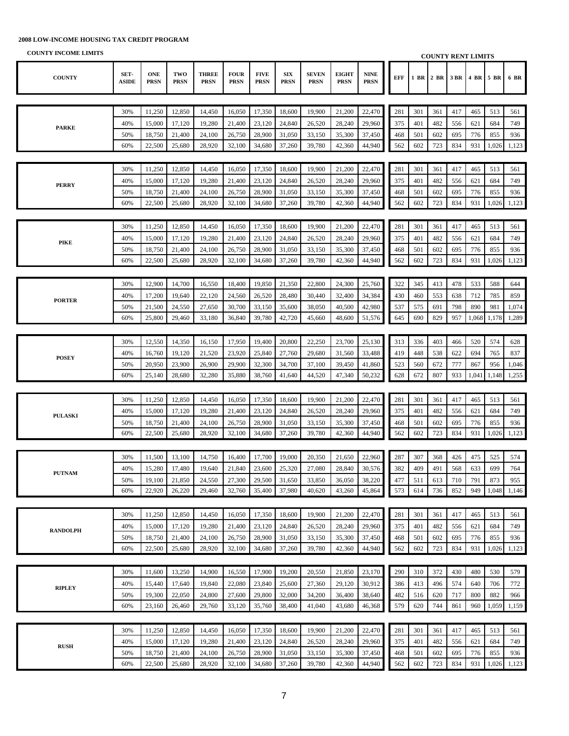**2008 LOW-INCOME HOUSING TAX CREDIT PROGRAM**

**COUNTY INCOME LIMITS** | **COUNTY RENT LIMITS**

| COUNTY | SET-ASIDE | ONE PRSN | TWO PRSN | THREE PRSN | FOUR PRSN | FIVE PRSN | SIX PRSN | SEVEN PRSN | EIGHT PRSN | NINE PRSN | EFF | 1 BR | 2 BR | 3 BR | 4 BR | 5 BR | 6 BR |
|---|---|---|---|---|---|---|---|---|---|---|---|---|---|---|---|---|---|
| PARKE | 30% | 11,250 | 12,850 | 14,450 | 16,050 | 17,350 | 18,600 | 19,900 | 21,200 | 22,470 | 281 | 301 | 361 | 417 | 465 | 513 | 561 |
| | 40% | 15,000 | 17,120 | 19,280 | 21,400 | 23,120 | 24,840 | 26,520 | 28,240 | 29,960 | 375 | 401 | 482 | 556 | 621 | 684 | 749 |
| | 50% | 18,750 | 21,400 | 24,100 | 26,750 | 28,900 | 31,050 | 33,150 | 35,300 | 37,450 | 468 | 501 | 602 | 695 | 776 | 855 | 936 |
| | 60% | 22,500 | 25,680 | 28,920 | 32,100 | 34,680 | 37,260 | 39,780 | 42,360 | 44,940 | 562 | 602 | 723 | 834 | 931 | 1,026 | 1,123 |
| PERRY | 30% | 11,250 | 12,850 | 14,450 | 16,050 | 17,350 | 18,600 | 19,900 | 21,200 | 22,470 | 281 | 301 | 361 | 417 | 465 | 513 | 561 |
| | 40% | 15,000 | 17,120 | 19,280 | 21,400 | 23,120 | 24,840 | 26,520 | 28,240 | 29,960 | 375 | 401 | 482 | 556 | 621 | 684 | 749 |
| | 50% | 18,750 | 21,400 | 24,100 | 26,750 | 28,900 | 31,050 | 33,150 | 35,300 | 37,450 | 468 | 501 | 602 | 695 | 776 | 855 | 936 |
| | 60% | 22,500 | 25,680 | 28,920 | 32,100 | 34,680 | 37,260 | 39,780 | 42,360 | 44,940 | 562 | 602 | 723 | 834 | 931 | 1,026 | 1,123 |
| PIKE | 30% | 11,250 | 12,850 | 14,450 | 16,050 | 17,350 | 18,600 | 19,900 | 21,200 | 22,470 | 281 | 301 | 361 | 417 | 465 | 513 | 561 |
| | 40% | 15,000 | 17,120 | 19,280 | 21,400 | 23,120 | 24,840 | 26,520 | 28,240 | 29,960 | 375 | 401 | 482 | 556 | 621 | 684 | 749 |
| | 50% | 18,750 | 21,400 | 24,100 | 26,750 | 28,900 | 31,050 | 33,150 | 35,300 | 37,450 | 468 | 501 | 602 | 695 | 776 | 855 | 936 |
| | 60% | 22,500 | 25,680 | 28,920 | 32,100 | 34,680 | 37,260 | 39,780 | 42,360 | 44,940 | 562 | 602 | 723 | 834 | 931 | 1,026 | 1,123 |
| PORTER | 30% | 12,900 | 14,700 | 16,550 | 18,400 | 19,850 | 21,350 | 22,800 | 24,300 | 25,760 | 322 | 345 | 413 | 478 | 533 | 588 | 644 |
| | 40% | 17,200 | 19,640 | 22,120 | 24,560 | 26,520 | 28,480 | 30,440 | 32,400 | 34,384 | 430 | 460 | 553 | 638 | 712 | 785 | 859 |
| | 50% | 21,500 | 24,550 | 27,650 | 30,700 | 33,150 | 35,600 | 38,050 | 40,500 | 42,980 | 537 | 575 | 691 | 798 | 890 | 981 | 1,074 |
| | 60% | 25,800 | 29,460 | 33,180 | 36,840 | 39,780 | 42,720 | 45,660 | 48,600 | 51,576 | 645 | 690 | 829 | 957 | 1,068 | 1,178 | 1,289 |
| POSEY | 30% | 12,550 | 14,350 | 16,150 | 17,950 | 19,400 | 20,800 | 22,250 | 23,700 | 25,130 | 313 | 336 | 403 | 466 | 520 | 574 | 628 |
| | 40% | 16,760 | 19,120 | 21,520 | 23,920 | 25,840 | 27,760 | 29,680 | 31,560 | 33,488 | 419 | 448 | 538 | 622 | 694 | 765 | 837 |
| | 50% | 20,950 | 23,900 | 26,900 | 29,900 | 32,300 | 34,700 | 37,100 | 39,450 | 41,860 | 523 | 560 | 672 | 777 | 867 | 956 | 1,046 |
| | 60% | 25,140 | 28,680 | 32,280 | 35,880 | 38,760 | 41,640 | 44,520 | 47,340 | 50,232 | 628 | 672 | 807 | 933 | 1,041 | 1,148 | 1,255 |
| PULASKI | 30% | 11,250 | 12,850 | 14,450 | 16,050 | 17,350 | 18,600 | 19,900 | 21,200 | 22,470 | 281 | 301 | 361 | 417 | 465 | 513 | 561 |
| | 40% | 15,000 | 17,120 | 19,280 | 21,400 | 23,120 | 24,840 | 26,520 | 28,240 | 29,960 | 375 | 401 | 482 | 556 | 621 | 684 | 749 |
| | 50% | 18,750 | 21,400 | 24,100 | 26,750 | 28,900 | 31,050 | 33,150 | 35,300 | 37,450 | 468 | 501 | 602 | 695 | 776 | 855 | 936 |
| | 60% | 22,500 | 25,680 | 28,920 | 32,100 | 34,680 | 37,260 | 39,780 | 42,360 | 44,940 | 562 | 602 | 723 | 834 | 931 | 1,026 | 1,123 |
| PUTNAM | 30% | 11,500 | 13,100 | 14,750 | 16,400 | 17,700 | 19,000 | 20,350 | 21,650 | 22,960 | 287 | 307 | 368 | 426 | 475 | 525 | 574 |
| | 40% | 15,280 | 17,480 | 19,640 | 21,840 | 23,600 | 25,320 | 27,080 | 28,840 | 30,576 | 382 | 409 | 491 | 568 | 633 | 699 | 764 |
| | 50% | 19,100 | 21,850 | 24,550 | 27,300 | 29,500 | 31,650 | 33,850 | 36,050 | 38,220 | 477 | 511 | 613 | 710 | 791 | 873 | 955 |
| | 60% | 22,920 | 26,220 | 29,460 | 32,760 | 35,400 | 37,980 | 40,620 | 43,260 | 45,864 | 573 | 614 | 736 | 852 | 949 | 1,048 | 1,146 |
| RANDOLPH | 30% | 11,250 | 12,850 | 14,450 | 16,050 | 17,350 | 18,600 | 19,900 | 21,200 | 22,470 | 281 | 301 | 361 | 417 | 465 | 513 | 561 |
| | 40% | 15,000 | 17,120 | 19,280 | 21,400 | 23,120 | 24,840 | 26,520 | 28,240 | 29,960 | 375 | 401 | 482 | 556 | 621 | 684 | 749 |
| | 50% | 18,750 | 21,400 | 24,100 | 26,750 | 28,900 | 31,050 | 33,150 | 35,300 | 37,450 | 468 | 501 | 602 | 695 | 776 | 855 | 936 |
| | 60% | 22,500 | 25,680 | 28,920 | 32,100 | 34,680 | 37,260 | 39,780 | 42,360 | 44,940 | 562 | 602 | 723 | 834 | 931 | 1,026 | 1,123 |
| RIPLEY | 30% | 11,600 | 13,250 | 14,900 | 16,550 | 17,900 | 19,200 | 20,550 | 21,850 | 23,170 | 290 | 310 | 372 | 430 | 480 | 530 | 579 |
| | 40% | 15,440 | 17,640 | 19,840 | 22,080 | 23,840 | 25,600 | 27,360 | 29,120 | 30,912 | 386 | 413 | 496 | 574 | 640 | 706 | 772 |
| | 50% | 19,300 | 22,050 | 24,800 | 27,600 | 29,800 | 32,000 | 34,200 | 36,400 | 38,640 | 482 | 516 | 620 | 717 | 800 | 882 | 966 |
| | 60% | 23,160 | 26,460 | 29,760 | 33,120 | 35,760 | 38,400 | 41,040 | 43,680 | 46,368 | 579 | 620 | 744 | 861 | 960 | 1,059 | 1,159 |
| RUSH | 30% | 11,250 | 12,850 | 14,450 | 16,050 | 17,350 | 18,600 | 19,900 | 21,200 | 22,470 | 281 | 301 | 361 | 417 | 465 | 513 | 561 |
| | 40% | 15,000 | 17,120 | 19,280 | 21,400 | 23,120 | 24,840 | 26,520 | 28,240 | 29,960 | 375 | 401 | 482 | 556 | 621 | 684 | 749 |
| | 50% | 18,750 | 21,400 | 24,100 | 26,750 | 28,900 | 31,050 | 33,150 | 35,300 | 37,450 | 468 | 501 | 602 | 695 | 776 | 855 | 936 |
| | 60% | 22,500 | 25,680 | 28,920 | 32,100 | 34,680 | 37,260 | 39,780 | 42,360 | 44,940 | 562 | 602 | 723 | 834 | 931 | 1,026 | 1,123 |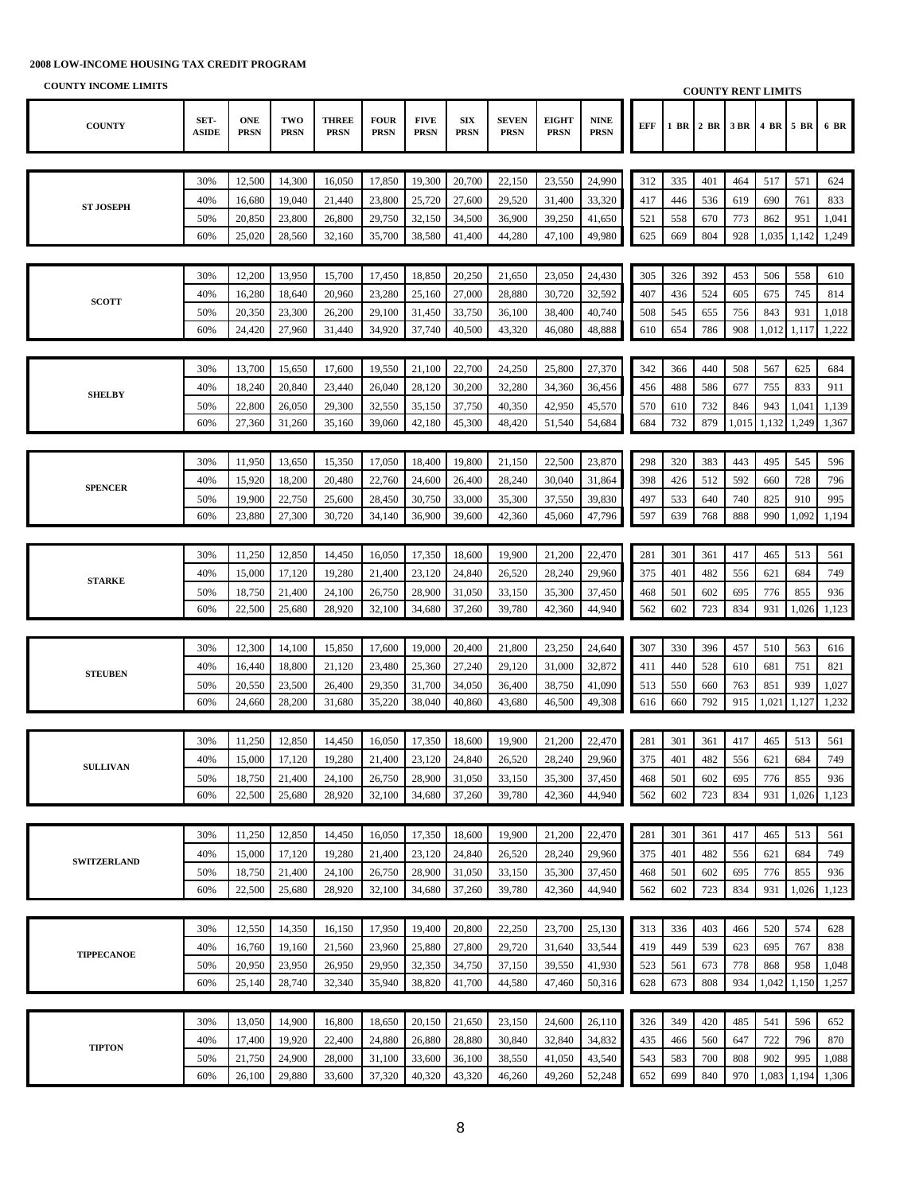**2008 LOW-INCOME HOUSING TAX CREDIT PROGRAM**

**COUNTY INCOME LIMITS** | **COUNTY RENT LIMITS**

| COUNTY | SET-ASIDE | ONE PRSN | TWO PRSN | THREE PRSN | FOUR PRSN | FIVE PRSN | SIX PRSN | SEVEN PRSN | EIGHT PRSN | NINE PRSN | EFF | 1 BR | 2 BR | 3 BR | 4 BR | 5 BR | 6 BR |
|---|---|---|---|---|---|---|---|---|---|---|---|---|---|---|---|---|---|
| ST JOSEPH | 30% | 12,500 | 14,300 | 16,050 | 17,850 | 19,300 | 20,700 | 22,150 | 23,550 | 24,990 | 312 | 335 | 401 | 464 | 517 | 571 | 624 |
| | 40% | 16,680 | 19,040 | 21,440 | 23,800 | 25,720 | 27,600 | 29,520 | 31,400 | 33,320 | 417 | 446 | 536 | 619 | 690 | 761 | 833 |
| | 50% | 20,850 | 23,800 | 26,800 | 29,750 | 32,150 | 34,500 | 36,900 | 39,250 | 41,650 | 521 | 558 | 670 | 773 | 862 | 951 | 1,041 |
| | 60% | 25,020 | 28,560 | 32,160 | 35,700 | 38,580 | 41,400 | 44,280 | 47,100 | 49,980 | 625 | 669 | 804 | 928 | 1,035 | 1,142 | 1,249 |
| SCOTT | 30% | 12,200 | 13,950 | 15,700 | 17,450 | 18,850 | 20,250 | 21,650 | 23,050 | 24,430 | 305 | 326 | 392 | 453 | 506 | 558 | 610 |
| | 40% | 16,280 | 18,640 | 20,960 | 23,280 | 25,160 | 27,000 | 28,880 | 30,720 | 32,592 | 407 | 436 | 524 | 605 | 675 | 745 | 814 |
| | 50% | 20,350 | 23,300 | 26,200 | 29,100 | 31,450 | 33,750 | 36,100 | 38,400 | 40,740 | 508 | 545 | 655 | 756 | 843 | 931 | 1,018 |
| | 60% | 24,420 | 27,960 | 31,440 | 34,920 | 37,740 | 40,500 | 43,320 | 46,080 | 48,888 | 610 | 654 | 786 | 908 | 1,012 | 1,117 | 1,222 |
| SHELBY | 30% | 13,700 | 15,650 | 17,600 | 19,550 | 21,100 | 22,700 | 24,250 | 25,800 | 27,370 | 342 | 366 | 440 | 508 | 567 | 625 | 684 |
| | 40% | 18,240 | 20,840 | 23,440 | 26,040 | 28,120 | 30,200 | 32,280 | 34,360 | 36,456 | 456 | 488 | 586 | 677 | 755 | 833 | 911 |
| | 50% | 22,800 | 26,050 | 29,300 | 32,550 | 35,150 | 37,750 | 40,350 | 42,950 | 45,570 | 570 | 610 | 732 | 846 | 943 | 1,041 | 1,139 |
| | 60% | 27,360 | 31,260 | 35,160 | 39,060 | 42,180 | 45,300 | 48,420 | 51,540 | 54,684 | 684 | 732 | 879 | 1,015 | 1,132 | 1,249 | 1,367 |
| SPENCER | 30% | 11,950 | 13,650 | 15,350 | 17,050 | 18,400 | 19,800 | 21,150 | 22,500 | 23,870 | 298 | 320 | 383 | 443 | 495 | 545 | 596 |
| | 40% | 15,920 | 18,200 | 20,480 | 22,760 | 24,600 | 26,400 | 28,240 | 30,040 | 31,864 | 398 | 426 | 512 | 592 | 660 | 728 | 796 |
| | 50% | 19,900 | 22,750 | 25,600 | 28,450 | 30,750 | 33,000 | 35,300 | 37,550 | 39,830 | 497 | 533 | 640 | 740 | 825 | 910 | 995 |
| | 60% | 23,880 | 27,300 | 30,720 | 34,140 | 36,900 | 39,600 | 42,360 | 45,060 | 47,796 | 597 | 639 | 768 | 888 | 990 | 1,092 | 1,194 |
| STARKE | 30% | 11,250 | 12,850 | 14,450 | 16,050 | 17,350 | 18,600 | 19,900 | 21,200 | 22,470 | 281 | 301 | 361 | 417 | 465 | 513 | 561 |
| | 40% | 15,000 | 17,120 | 19,280 | 21,400 | 23,120 | 24,840 | 26,520 | 28,240 | 29,960 | 375 | 401 | 482 | 556 | 621 | 684 | 749 |
| | 50% | 18,750 | 21,400 | 24,100 | 26,750 | 28,900 | 31,050 | 33,150 | 35,300 | 37,450 | 468 | 501 | 602 | 695 | 776 | 855 | 936 |
| | 60% | 22,500 | 25,680 | 28,920 | 32,100 | 34,680 | 37,260 | 39,780 | 42,360 | 44,940 | 562 | 602 | 723 | 834 | 931 | 1,026 | 1,123 |
| STEUBEN | 30% | 12,300 | 14,100 | 15,850 | 17,600 | 19,000 | 20,400 | 21,800 | 23,250 | 24,640 | 307 | 330 | 396 | 457 | 510 | 563 | 616 |
| | 40% | 16,440 | 18,800 | 21,120 | 23,480 | 25,360 | 27,240 | 29,120 | 31,000 | 32,872 | 411 | 440 | 528 | 610 | 681 | 751 | 821 |
| | 50% | 20,550 | 23,500 | 26,400 | 29,350 | 31,700 | 34,050 | 36,400 | 38,750 | 41,090 | 513 | 550 | 660 | 763 | 851 | 939 | 1,027 |
| | 60% | 24,660 | 28,200 | 31,680 | 35,220 | 38,040 | 40,860 | 43,680 | 46,500 | 49,308 | 616 | 660 | 792 | 915 | 1,021 | 1,127 | 1,232 |
| SULLIVAN | 30% | 11,250 | 12,850 | 14,450 | 16,050 | 17,350 | 18,600 | 19,900 | 21,200 | 22,470 | 281 | 301 | 361 | 417 | 465 | 513 | 561 |
| | 40% | 15,000 | 17,120 | 19,280 | 21,400 | 23,120 | 24,840 | 26,520 | 28,240 | 29,960 | 375 | 401 | 482 | 556 | 621 | 684 | 749 |
| | 50% | 18,750 | 21,400 | 24,100 | 26,750 | 28,900 | 31,050 | 33,150 | 35,300 | 37,450 | 468 | 501 | 602 | 695 | 776 | 855 | 936 |
| | 60% | 22,500 | 25,680 | 28,920 | 32,100 | 34,680 | 37,260 | 39,780 | 42,360 | 44,940 | 562 | 602 | 723 | 834 | 931 | 1,026 | 1,123 |
| SWITZERLAND | 30% | 11,250 | 12,850 | 14,450 | 16,050 | 17,350 | 18,600 | 19,900 | 21,200 | 22,470 | 281 | 301 | 361 | 417 | 465 | 513 | 561 |
| | 40% | 15,000 | 17,120 | 19,280 | 21,400 | 23,120 | 24,840 | 26,520 | 28,240 | 29,960 | 375 | 401 | 482 | 556 | 621 | 684 | 749 |
| | 50% | 18,750 | 21,400 | 24,100 | 26,750 | 28,900 | 31,050 | 33,150 | 35,300 | 37,450 | 468 | 501 | 602 | 695 | 776 | 855 | 936 |
| | 60% | 22,500 | 25,680 | 28,920 | 32,100 | 34,680 | 37,260 | 39,780 | 42,360 | 44,940 | 562 | 602 | 723 | 834 | 931 | 1,026 | 1,123 |
| TIPPECANOE | 30% | 12,550 | 14,350 | 16,150 | 17,950 | 19,400 | 20,800 | 22,250 | 23,700 | 25,130 | 313 | 336 | 403 | 466 | 520 | 574 | 628 |
| | 40% | 16,760 | 19,160 | 21,560 | 23,960 | 25,880 | 27,800 | 29,720 | 31,640 | 33,544 | 419 | 449 | 539 | 623 | 695 | 767 | 838 |
| | 50% | 20,950 | 23,950 | 26,950 | 29,950 | 32,350 | 34,750 | 37,150 | 39,550 | 41,930 | 523 | 561 | 673 | 778 | 868 | 958 | 1,048 |
| | 60% | 25,140 | 28,740 | 32,340 | 35,940 | 38,820 | 41,700 | 44,580 | 47,460 | 50,316 | 628 | 673 | 808 | 934 | 1,042 | 1,150 | 1,257 |
| TIPTON | 30% | 13,050 | 14,900 | 16,800 | 18,650 | 20,150 | 21,650 | 23,150 | 24,600 | 26,110 | 326 | 349 | 420 | 485 | 541 | 596 | 652 |
| | 40% | 17,400 | 19,920 | 22,400 | 24,880 | 26,880 | 28,880 | 30,840 | 32,840 | 34,832 | 435 | 466 | 560 | 647 | 722 | 796 | 870 |
| | 50% | 21,750 | 24,900 | 28,000 | 31,100 | 33,600 | 36,100 | 38,550 | 41,050 | 43,540 | 543 | 583 | 700 | 808 | 902 | 995 | 1,088 |
| | 60% | 26,100 | 29,880 | 33,600 | 37,320 | 40,320 | 43,320 | 46,260 | 49,260 | 52,248 | 652 | 699 | 840 | 970 | 1,083 | 1,194 | 1,306 |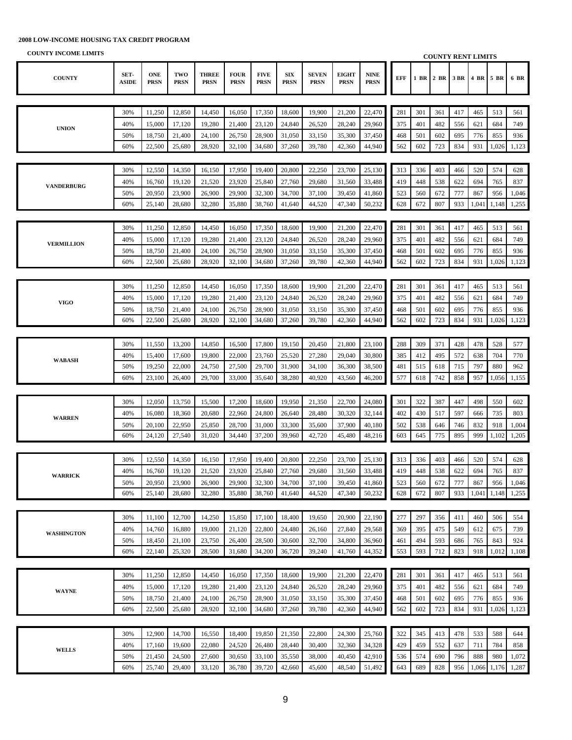**2008 LOW-INCOME HOUSING TAX CREDIT PROGRAM**

**COUNTY INCOME LIMITS** | **COUNTY RENT LIMITS**

| COUNTY | SET-ASIDE | ONE PRSN | TWO PRSN | THREE PRSN | FOUR PRSN | FIVE PRSN | SIX PRSN | SEVEN PRSN | EIGHT PRSN | NINE PRSN | EFF | 1 BR | 2 BR | 3 BR | 4 BR | 5 BR | 6 BR |
|---|---|---|---|---|---|---|---|---|---|---|---|---|---|---|---|---|---|
| UNION | 30% | 11,250 | 12,850 | 14,450 | 16,050 | 17,350 | 18,600 | 19,900 | 21,200 | 22,470 | 281 | 301 | 361 | 417 | 465 | 513 | 561 |
| | 40% | 15,000 | 17,120 | 19,280 | 21,400 | 23,120 | 24,840 | 26,520 | 28,240 | 29,960 | 375 | 401 | 482 | 556 | 621 | 684 | 749 |
| | 50% | 18,750 | 21,400 | 24,100 | 26,750 | 28,900 | 31,050 | 33,150 | 35,300 | 37,450 | 468 | 501 | 602 | 695 | 776 | 855 | 936 |
| | 60% | 22,500 | 25,680 | 28,920 | 32,100 | 34,680 | 37,260 | 39,780 | 42,360 | 44,940 | 562 | 602 | 723 | 834 | 931 | 1,026 | 1,123 |
| VANDERBURG | 30% | 12,550 | 14,350 | 16,150 | 17,950 | 19,400 | 20,800 | 22,250 | 23,700 | 25,130 | 313 | 336 | 403 | 466 | 520 | 574 | 628 |
| | 40% | 16,760 | 19,120 | 21,520 | 23,920 | 25,840 | 27,760 | 29,680 | 31,560 | 33,488 | 419 | 448 | 538 | 622 | 694 | 765 | 837 |
| | 50% | 20,950 | 23,900 | 26,900 | 29,900 | 32,300 | 34,700 | 37,100 | 39,450 | 41,860 | 523 | 560 | 672 | 777 | 867 | 956 | 1,046 |
| | 60% | 25,140 | 28,680 | 32,280 | 35,880 | 38,760 | 41,640 | 44,520 | 47,340 | 50,232 | 628 | 672 | 807 | 933 | 1,041 | 1,148 | 1,255 |
| VERMILLION | 30% | 11,250 | 12,850 | 14,450 | 16,050 | 17,350 | 18,600 | 19,900 | 21,200 | 22,470 | 281 | 301 | 361 | 417 | 465 | 513 | 561 |
| | 40% | 15,000 | 17,120 | 19,280 | 21,400 | 23,120 | 24,840 | 26,520 | 28,240 | 29,960 | 375 | 401 | 482 | 556 | 621 | 684 | 749 |
| | 50% | 18,750 | 21,400 | 24,100 | 26,750 | 28,900 | 31,050 | 33,150 | 35,300 | 37,450 | 468 | 501 | 602 | 695 | 776 | 855 | 936 |
| | 60% | 22,500 | 25,680 | 28,920 | 32,100 | 34,680 | 37,260 | 39,780 | 42,360 | 44,940 | 562 | 602 | 723 | 834 | 931 | 1,026 | 1,123 |
| VIGO | 30% | 11,250 | 12,850 | 14,450 | 16,050 | 17,350 | 18,600 | 19,900 | 21,200 | 22,470 | 281 | 301 | 361 | 417 | 465 | 513 | 561 |
| | 40% | 15,000 | 17,120 | 19,280 | 21,400 | 23,120 | 24,840 | 26,520 | 28,240 | 29,960 | 375 | 401 | 482 | 556 | 621 | 684 | 749 |
| | 50% | 18,750 | 21,400 | 24,100 | 26,750 | 28,900 | 31,050 | 33,150 | 35,300 | 37,450 | 468 | 501 | 602 | 695 | 776 | 855 | 936 |
| | 60% | 22,500 | 25,680 | 28,920 | 32,100 | 34,680 | 37,260 | 39,780 | 42,360 | 44,940 | 562 | 602 | 723 | 834 | 931 | 1,026 | 1,123 |
| WABASH | 30% | 11,550 | 13,200 | 14,850 | 16,500 | 17,800 | 19,150 | 20,450 | 21,800 | 23,100 | 288 | 309 | 371 | 428 | 478 | 528 | 577 |
| | 40% | 15,400 | 17,600 | 19,800 | 22,000 | 23,760 | 25,520 | 27,280 | 29,040 | 30,800 | 385 | 412 | 495 | 572 | 638 | 704 | 770 |
| | 50% | 19,250 | 22,000 | 24,750 | 27,500 | 29,700 | 31,900 | 34,100 | 36,300 | 38,500 | 481 | 515 | 618 | 715 | 797 | 880 | 962 |
| | 60% | 23,100 | 26,400 | 29,700 | 33,000 | 35,640 | 38,280 | 40,920 | 43,560 | 46,200 | 577 | 618 | 742 | 858 | 957 | 1,056 | 1,155 |
| WARREN | 30% | 12,050 | 13,750 | 15,500 | 17,200 | 18,600 | 19,950 | 21,350 | 22,700 | 24,080 | 301 | 322 | 387 | 447 | 498 | 550 | 602 |
| | 40% | 16,080 | 18,360 | 20,680 | 22,960 | 24,800 | 26,640 | 28,480 | 30,320 | 32,144 | 402 | 430 | 517 | 597 | 666 | 735 | 803 |
| | 50% | 20,100 | 22,950 | 25,850 | 28,700 | 31,000 | 33,300 | 35,600 | 37,900 | 40,180 | 502 | 538 | 646 | 746 | 832 | 918 | 1,004 |
| | 60% | 24,120 | 27,540 | 31,020 | 34,440 | 37,200 | 39,960 | 42,720 | 45,480 | 48,216 | 603 | 645 | 775 | 895 | 999 | 1,102 | 1,205 |
| WARRICK | 30% | 12,550 | 14,350 | 16,150 | 17,950 | 19,400 | 20,800 | 22,250 | 23,700 | 25,130 | 313 | 336 | 403 | 466 | 520 | 574 | 628 |
| | 40% | 16,760 | 19,120 | 21,520 | 23,920 | 25,840 | 27,760 | 29,680 | 31,560 | 33,488 | 419 | 448 | 538 | 622 | 694 | 765 | 837 |
| | 50% | 20,950 | 23,900 | 26,900 | 29,900 | 32,300 | 34,700 | 37,100 | 39,450 | 41,860 | 523 | 560 | 672 | 777 | 867 | 956 | 1,046 |
| | 60% | 25,140 | 28,680 | 32,280 | 35,880 | 38,760 | 41,640 | 44,520 | 47,340 | 50,232 | 628 | 672 | 807 | 933 | 1,041 | 1,148 | 1,255 |
| WASHINGTON | 30% | 11,100 | 12,700 | 14,250 | 15,850 | 17,100 | 18,400 | 19,650 | 20,900 | 22,190 | 277 | 297 | 356 | 411 | 460 | 506 | 554 |
| | 40% | 14,760 | 16,880 | 19,000 | 21,120 | 22,800 | 24,480 | 26,160 | 27,840 | 29,568 | 369 | 395 | 475 | 549 | 612 | 675 | 739 |
| | 50% | 18,450 | 21,100 | 23,750 | 26,400 | 28,500 | 30,600 | 32,700 | 34,800 | 36,960 | 461 | 494 | 593 | 686 | 765 | 843 | 924 |
| | 60% | 22,140 | 25,320 | 28,500 | 31,680 | 34,200 | 36,720 | 39,240 | 41,760 | 44,352 | 553 | 593 | 712 | 823 | 918 | 1,012 | 1,108 |
| WAYNE | 30% | 11,250 | 12,850 | 14,450 | 16,050 | 17,350 | 18,600 | 19,900 | 21,200 | 22,470 | 281 | 301 | 361 | 417 | 465 | 513 | 561 |
| | 40% | 15,000 | 17,120 | 19,280 | 21,400 | 23,120 | 24,840 | 26,520 | 28,240 | 29,960 | 375 | 401 | 482 | 556 | 621 | 684 | 749 |
| | 50% | 18,750 | 21,400 | 24,100 | 26,750 | 28,900 | 31,050 | 33,150 | 35,300 | 37,450 | 468 | 501 | 602 | 695 | 776 | 855 | 936 |
| | 60% | 22,500 | 25,680 | 28,920 | 32,100 | 34,680 | 37,260 | 39,780 | 42,360 | 44,940 | 562 | 602 | 723 | 834 | 931 | 1,026 | 1,123 |
| WELLS | 30% | 12,900 | 14,700 | 16,550 | 18,400 | 19,850 | 21,350 | 22,800 | 24,300 | 25,760 | 322 | 345 | 413 | 478 | 533 | 588 | 644 |
| | 40% | 17,160 | 19,600 | 22,080 | 24,520 | 26,480 | 28,440 | 30,400 | 32,360 | 34,328 | 429 | 459 | 552 | 637 | 711 | 784 | 858 |
| | 50% | 21,450 | 24,500 | 27,600 | 30,650 | 33,100 | 35,550 | 38,000 | 40,450 | 42,910 | 536 | 574 | 690 | 796 | 888 | 980 | 1,072 |
| | 60% | 25,740 | 29,400 | 33,120 | 36,780 | 39,720 | 42,660 | 45,600 | 48,540 | 51,492 | 643 | 689 | 828 | 956 | 1,066 | 1,176 | 1,287 |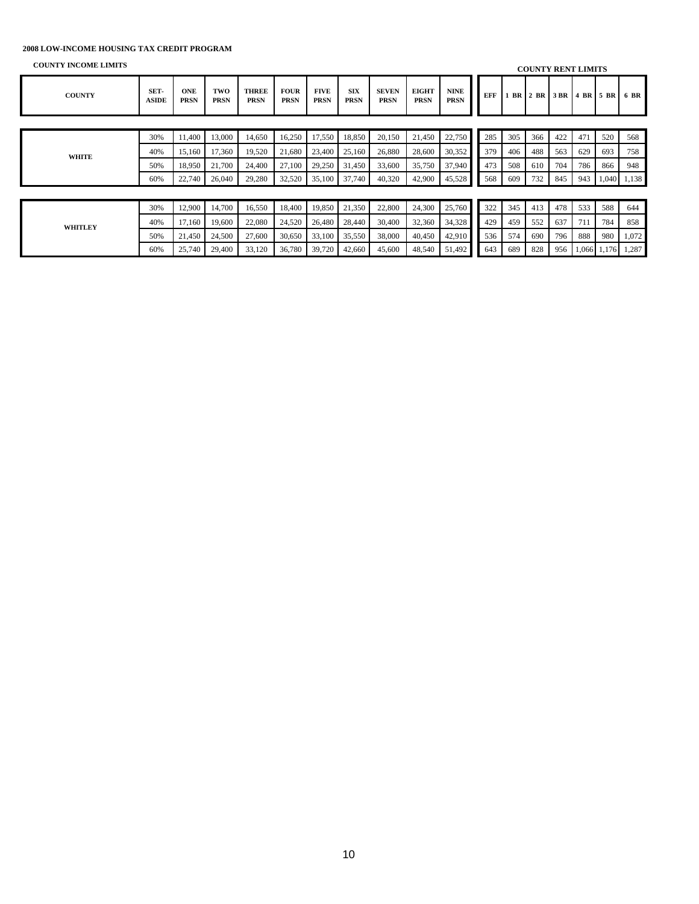**2008 LOW-INCOME HOUSING TAX CREDIT PROGRAM**

**COUNTY INCOME LIMITS** | **COUNTY RENT LIMITS**

| COUNTY | SET-ASIDE | ONE PRSN | TWO PRSN | THREE PRSN | FOUR PRSN | FIVE PRSN | SIX PRSN | SEVEN PRSN | EIGHT PRSN | NINE PRSN | EFF | 1 BR | 2 BR | 3 BR | 4 BR | 5 BR | 6 BR |
|---|---|---|---|---|---|---|---|---|---|---|---|---|---|---|---|---|---|
| WHITE | 30% | 11,400 | 13,000 | 14,650 | 16,250 | 17,550 | 18,850 | 20,150 | 21,450 | 22,750 | 285 | 305 | 366 | 422 | 471 | 520 | 568 |
| | 40% | 15,160 | 17,360 | 19,520 | 21,680 | 23,400 | 25,160 | 26,880 | 28,600 | 30,352 | 379 | 406 | 488 | 563 | 629 | 693 | 758 |
| | 50% | 18,950 | 21,700 | 24,400 | 27,100 | 29,250 | 31,450 | 33,600 | 35,750 | 37,940 | 473 | 508 | 610 | 704 | 786 | 866 | 948 |
| | 60% | 22,740 | 26,040 | 29,280 | 32,520 | 35,100 | 37,740 | 40,320 | 42,900 | 45,528 | 568 | 609 | 732 | 845 | 943 | 1,040 | 1,138 |
| WHITLEY | 30% | 12,900 | 14,700 | 16,550 | 18,400 | 19,850 | 21,350 | 22,800 | 24,300 | 25,760 | 322 | 345 | 413 | 478 | 533 | 588 | 644 |
| | 40% | 17,160 | 19,600 | 22,080 | 24,520 | 26,480 | 28,440 | 30,400 | 32,360 | 34,328 | 429 | 459 | 552 | 637 | 711 | 784 | 858 |
| | 50% | 21,450 | 24,500 | 27,600 | 30,650 | 33,100 | 35,550 | 38,000 | 40,450 | 42,910 | 536 | 574 | 690 | 796 | 888 | 980 | 1,072 |
| | 60% | 25,740 | 29,400 | 33,120 | 36,780 | 39,720 | 42,660 | 45,600 | 48,540 | 51,492 | 643 | 689 | 828 | 956 | 1,066 | 1,176 | 1,287 |